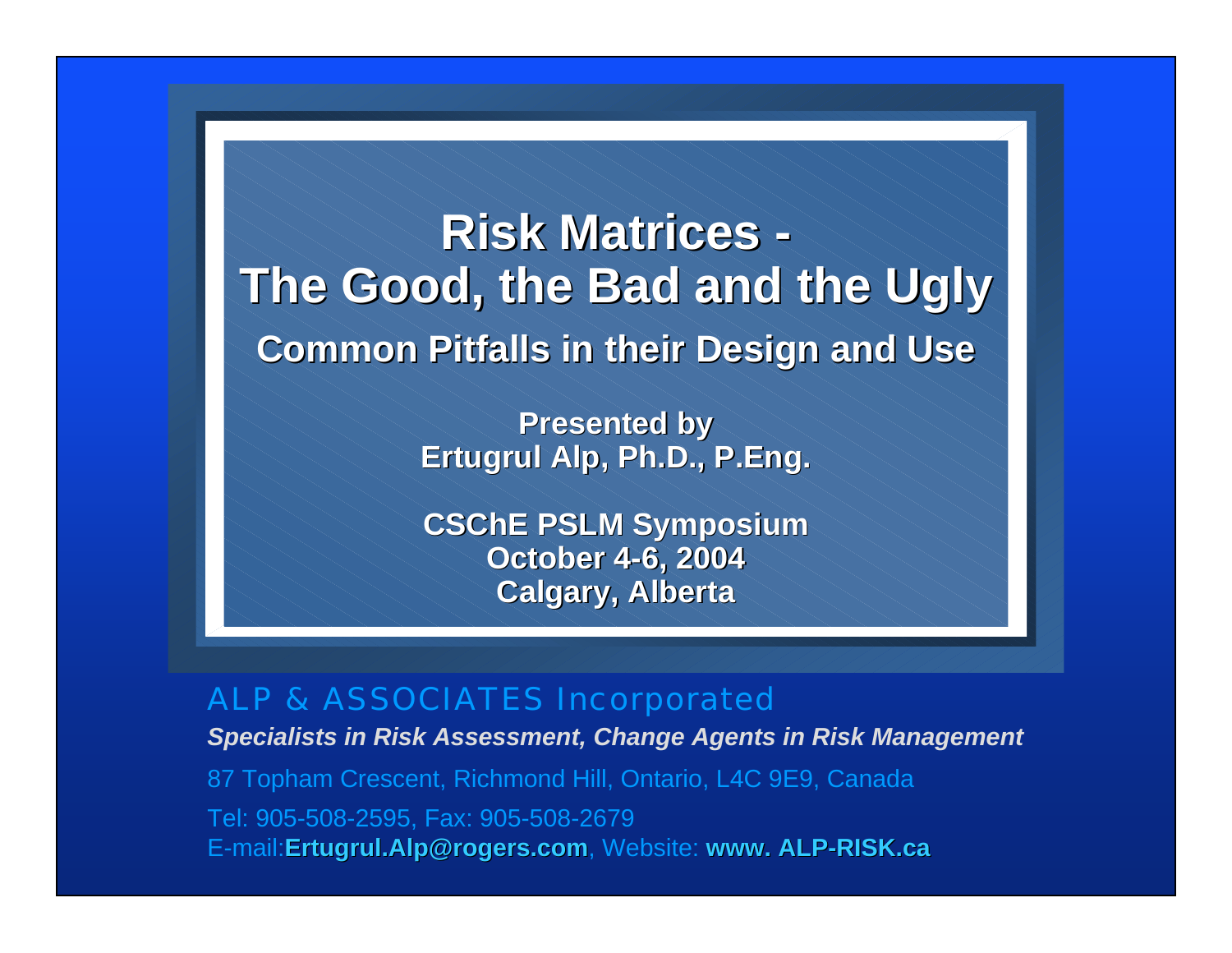# Risk Matrices - The Good, the Bad and the Ugly

## Common Pitfalls in their Design and Use

**Presented by**
**Ertugrul Alp, Ph.D., P.Eng.**

**CSChE PSLM Symposium**
**October 4-6, 2004**
**Calgary, Alberta**

ALP & ASSOCIATES Incorporated

***Specialists in Risk Assessment, Change Agents in Risk Management***

87 Topham Crescent, Richmond Hill, Ontario, L4C 9E9, Canada

Tel: 905-508-2595, Fax: 905-508-2679

E-mail:**Ertugrul.Alp@rogers.com**, Website: **www. ALP-RISK.ca**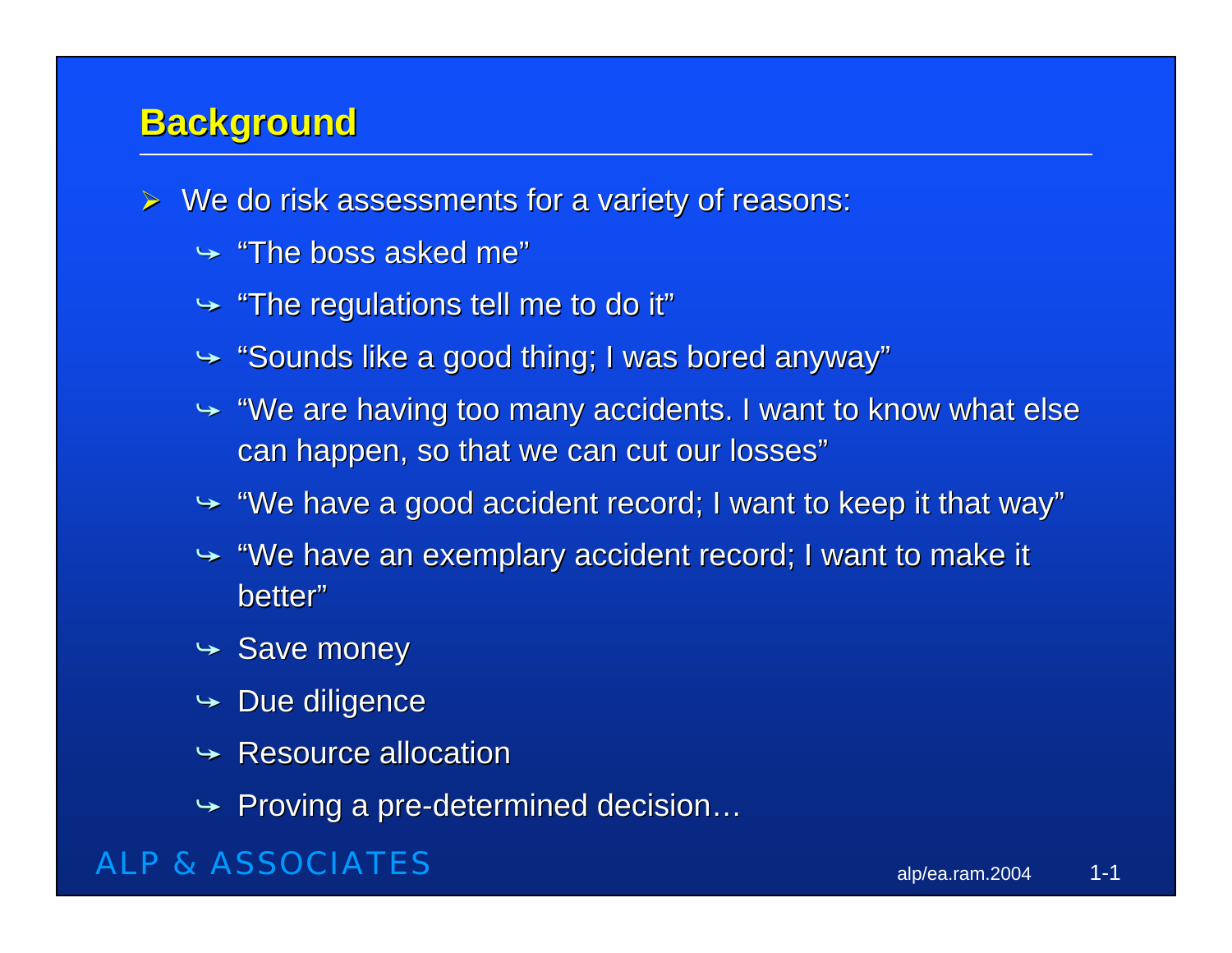## Background

- We do risk assessments for a variety of reasons:
  - "The boss asked me"
  - "The regulations tell me to do it"
  - "Sounds like a good thing; I was bored anyway"
  - "We are having too many accidents. I want to know what else can happen, so that we can cut our losses"
  - "We have a good accident record; I want to keep it that way"
  - "We have an exemplary accident record; I want to make it better"
  - Save money
  - Due diligence
  - Resource allocation
  - Proving a pre-determined decision…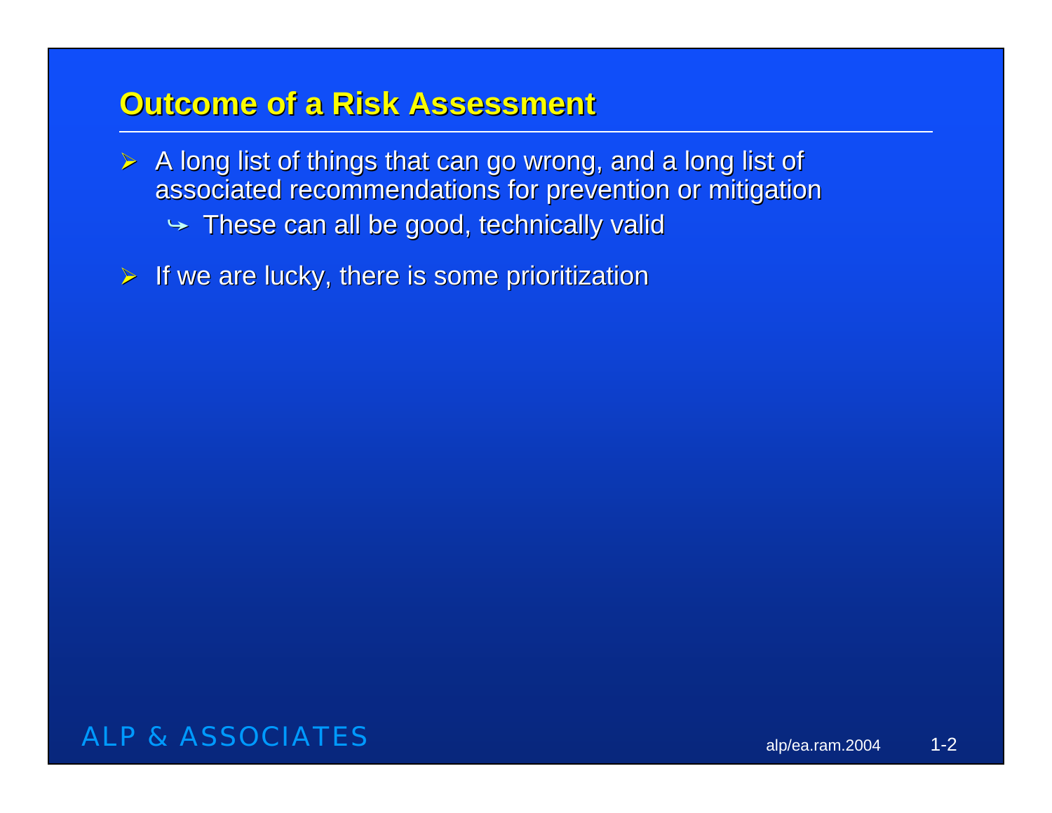## Outcome of a Risk Assessment

- A long list of things that can go wrong, and a long list of associated recommendations for prevention or mitigation
  - These can all be good, technically valid
- If we are lucky, there is some prioritization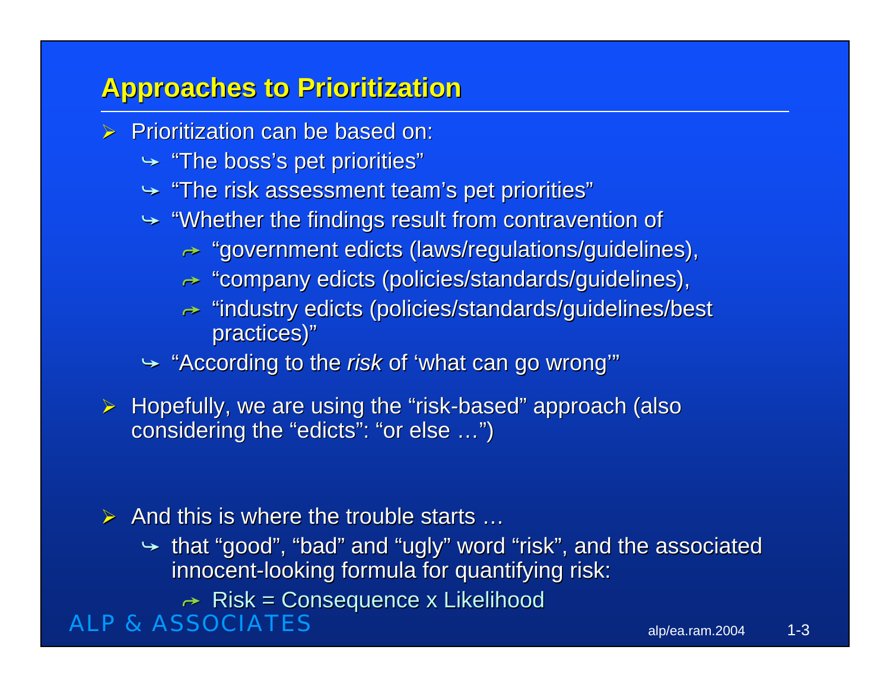## Approaches to Prioritization

- Prioritization can be based on:
  - "The boss's pet priorities"
  - "The risk assessment team's pet priorities"
  - "Whether the findings result from contravention of
    - "government edicts (laws/regulations/guidelines),
    - "company edicts (policies/standards/guidelines),
    - "industry edicts (policies/standards/guidelines/best practices)"
  - "According to the *risk* of 'what can go wrong'"
- Hopefully, we are using the "risk-based" approach (also considering the "edicts": "or else …")
- And this is where the trouble starts …
  - that "good", "bad" and "ugly" word "risk", and the associated innocent-looking formula for quantifying risk:
    - Risk = Consequence x Likelihood

ALP & ASSOCIATES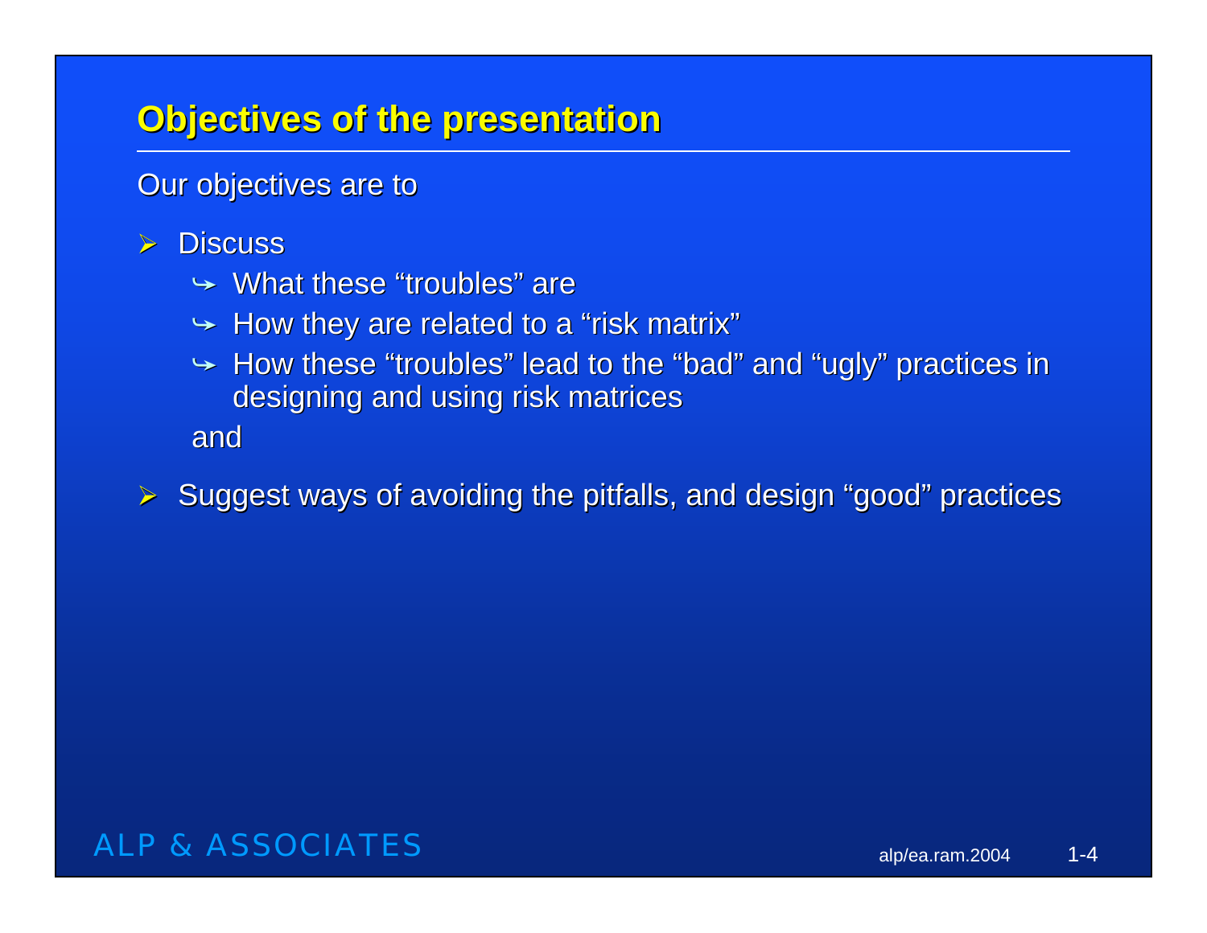## Objectives of the presentation

Our objectives are to

- Discuss
  - What these "troubles" are
  - How they are related to a "risk matrix"
  - How these "troubles" lead to the "bad" and "ugly" practices in designing and using risk matrices

  and

- Suggest ways of avoiding the pitfalls, and design "good" practices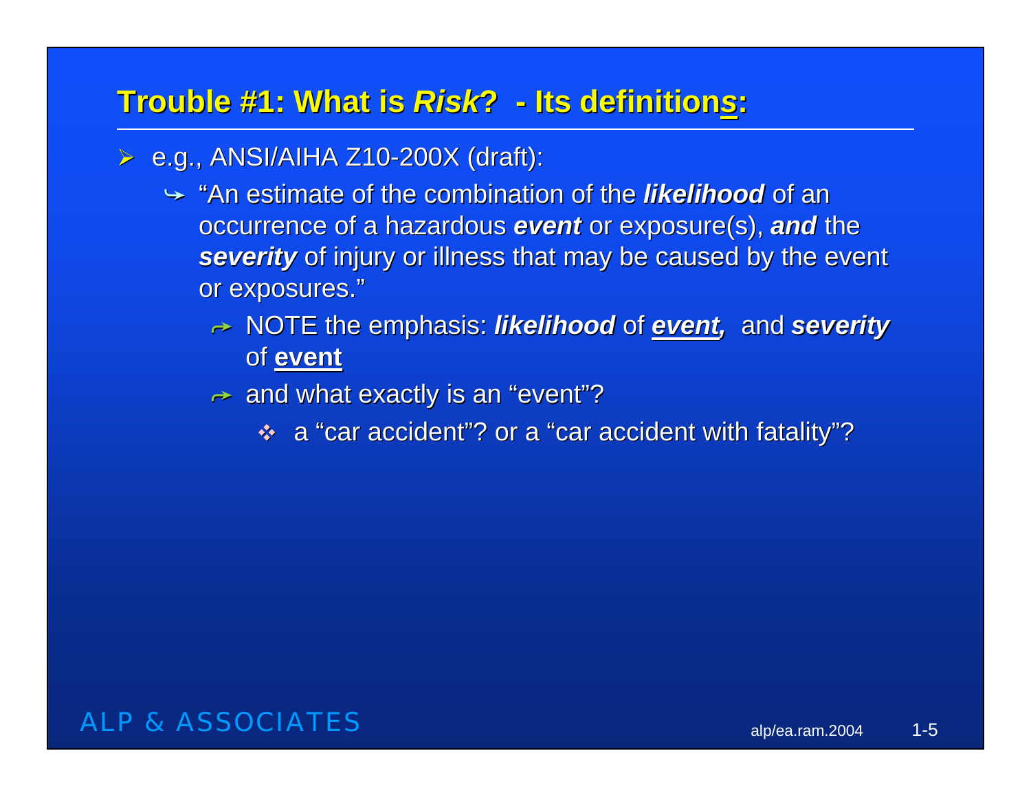## Trouble #1: What is *Risk*? - Its definition<u>s</u>:

- e.g., ANSI/AIHA Z10-200X (draft):
  - "An estimate of the combination of the ***likelihood*** of an occurrence of a hazardous ***event*** or exposure(s), ***and*** the ***severity*** of injury or illness that may be caused by the event or exposures."
    - NOTE the emphasis: ***likelihood*** of ***<u>event</u>,*** and ***severity*** of **<u>event</u>**
    - and what exactly is an "event"?
      - a "car accident"? or a "car accident with fatality"?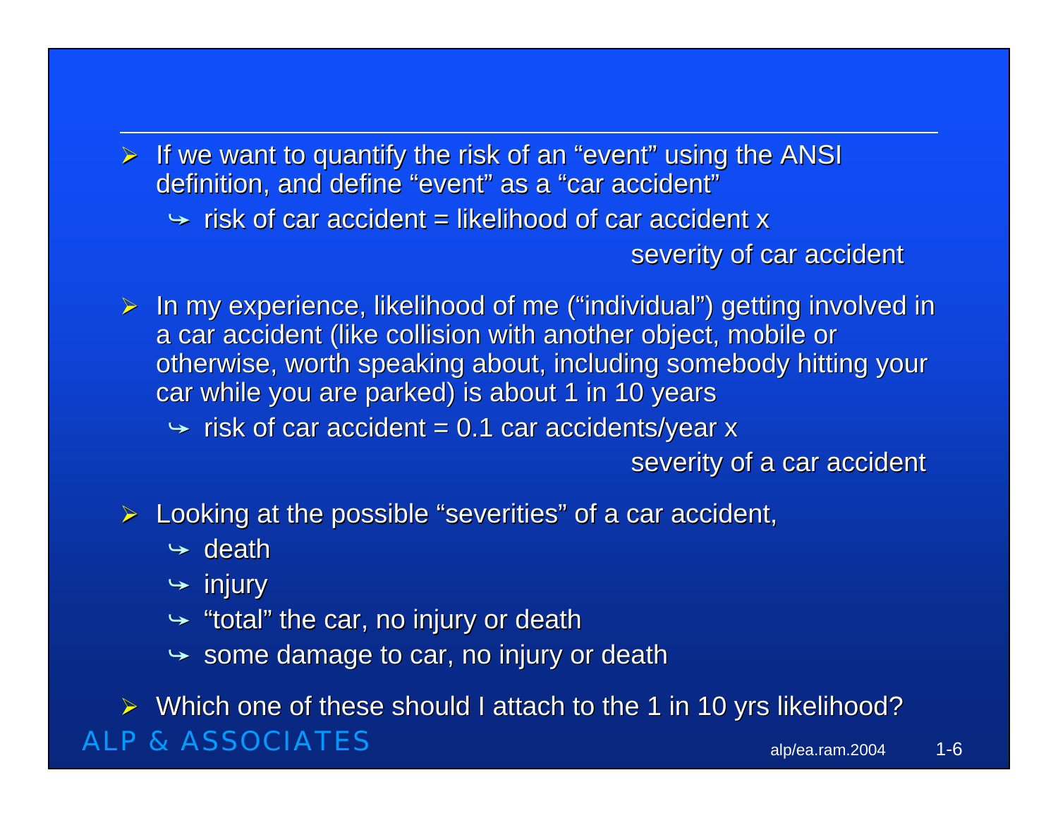- If we want to quantify the risk of an "event" using the ANSI definition, and define "event" as a "car accident"
  - risk of car accident = likelihood of car accident x severity of car accident
- In my experience, likelihood of me ("individual") getting involved in a car accident (like collision with another object, mobile or otherwise, worth speaking about, including somebody hitting your car while you are parked) is about 1 in 10 years
  - risk of car accident = 0.1 car accidents/year x severity of a car accident
- Looking at the possible "severities" of a car accident,
  - death
  - injury
  - "total" the car, no injury or death
  - some damage to car, no injury or death
- Which one of these should I attach to the 1 in 10 yrs likelihood?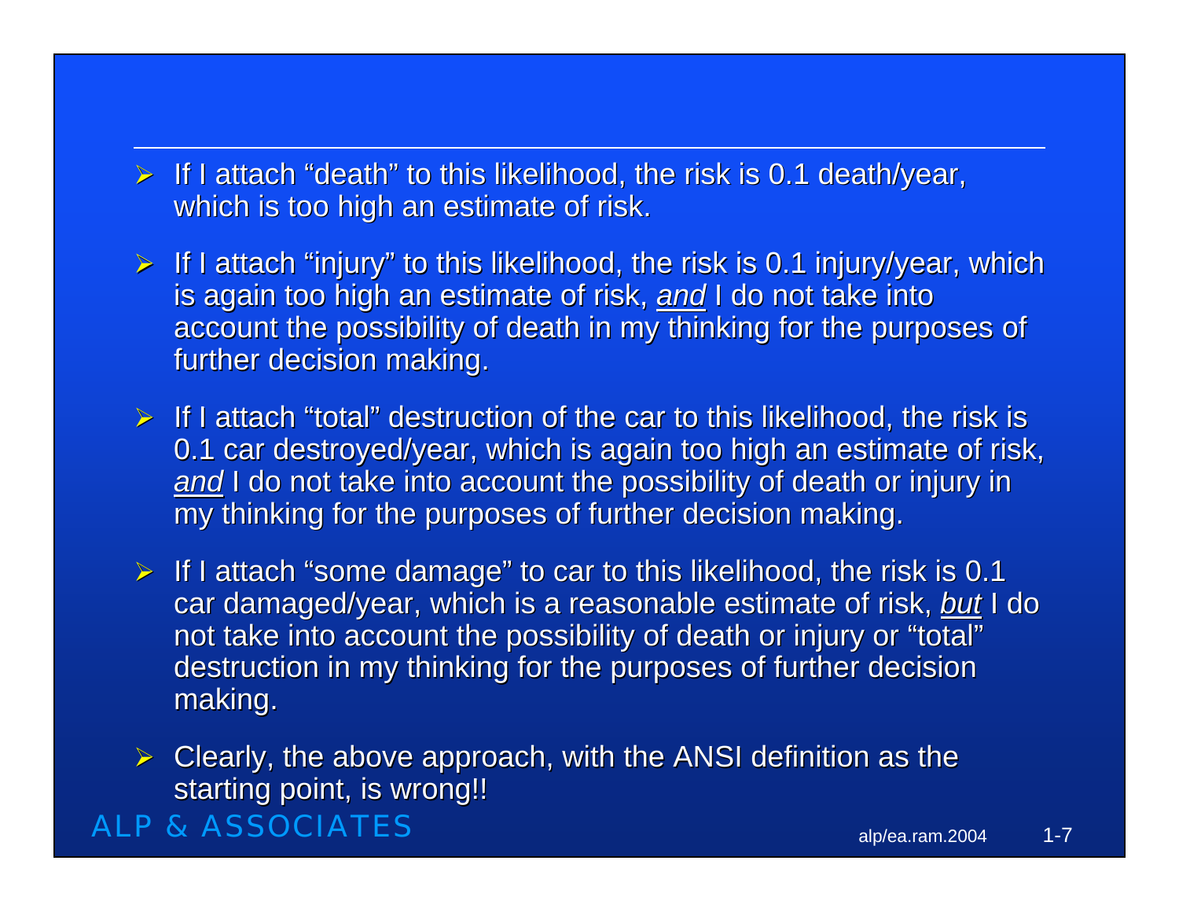- If I attach “death” to this likelihood, the risk is 0.1 death/year, which is too high an estimate of risk.
- If I attach “injury” to this likelihood, the risk is 0.1 injury/year, which is again too high an estimate of risk, *and* I do not take into account the possibility of death in my thinking for the purposes of further decision making.
- If I attach “total” destruction of the car to this likelihood, the risk is 0.1 car destroyed/year, which is again too high an estimate of risk, *and* I do not take into account the possibility of death or injury in my thinking for the purposes of further decision making.
- If I attach “some damage” to car to this likelihood, the risk is 0.1 car damaged/year, which is a reasonable estimate of risk, *but* I do not take into account the possibility of death or injury or “total” destruction in my thinking for the purposes of further decision making.
- Clearly, the above approach, with the ANSI definition as the starting point, is wrong!!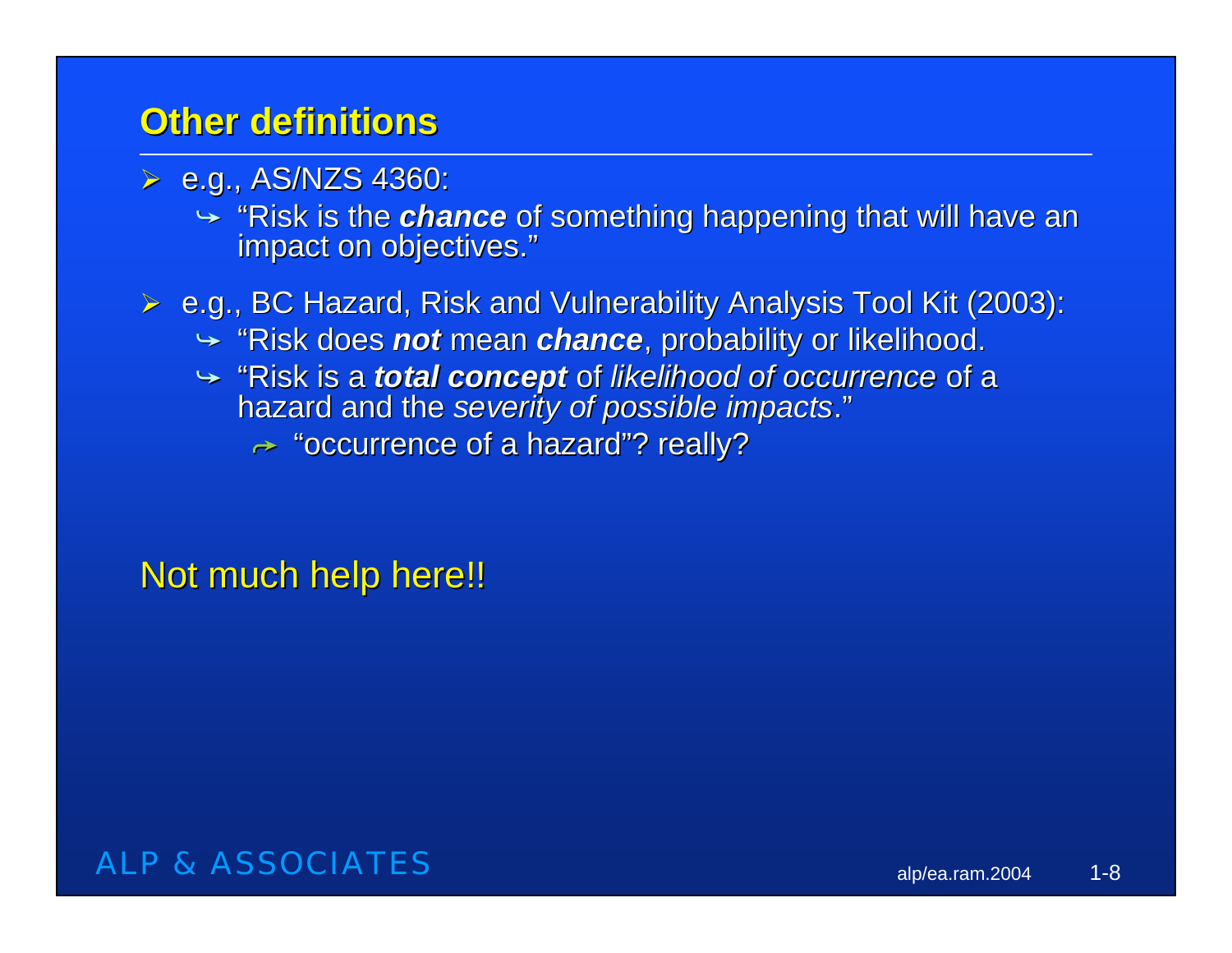## Other definitions

- e.g., AS/NZS 4360:
  - "Risk is the ***chance*** of something happening that will have an impact on objectives."
- e.g., BC Hazard, Risk and Vulnerability Analysis Tool Kit (2003):
  - "Risk does ***not*** mean ***chance***, probability or likelihood.
  - "Risk is a ***total concept*** of *likelihood of occurrence* of a hazard and the *severity of possible impacts*."
    - "occurrence of a hazard"? really?

Not much help here!!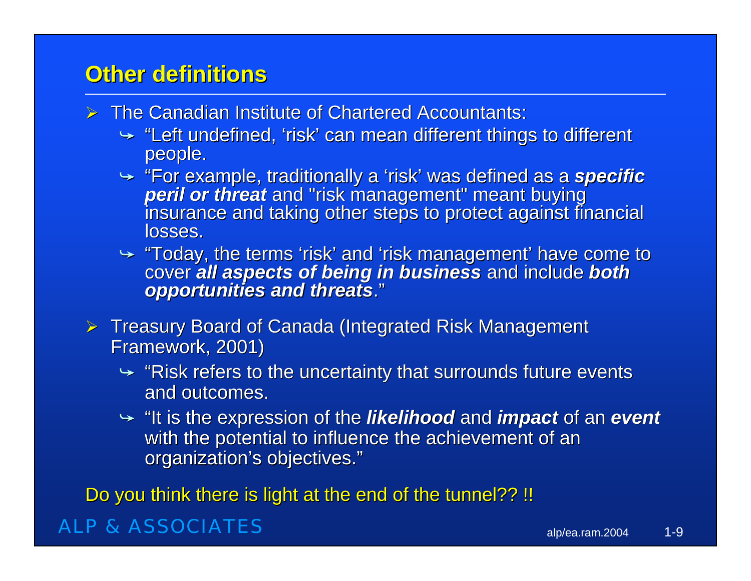## Other definitions

- The Canadian Institute of Chartered Accountants:
  - “Left undefined, ‘risk’ can mean different things to different people.
  - “For example, traditionally a ‘risk’ was defined as a ***specific peril or threat*** and "risk management" meant buying insurance and taking other steps to protect against financial losses.
  - “Today, the terms ‘risk’ and ‘risk management’ have come to cover ***all aspects of being in business*** and include ***both opportunities and threats***.”
- Treasury Board of Canada (Integrated Risk Management Framework, 2001)
  - “Risk refers to the uncertainty that surrounds future events and outcomes.
  - “It is the expression of the ***likelihood*** and ***impact*** of an ***event*** with the potential to influence the achievement of an organization’s objectives.”

Do you think there is light at the end of the tunnel?? !!

ALP & ASSOCIATES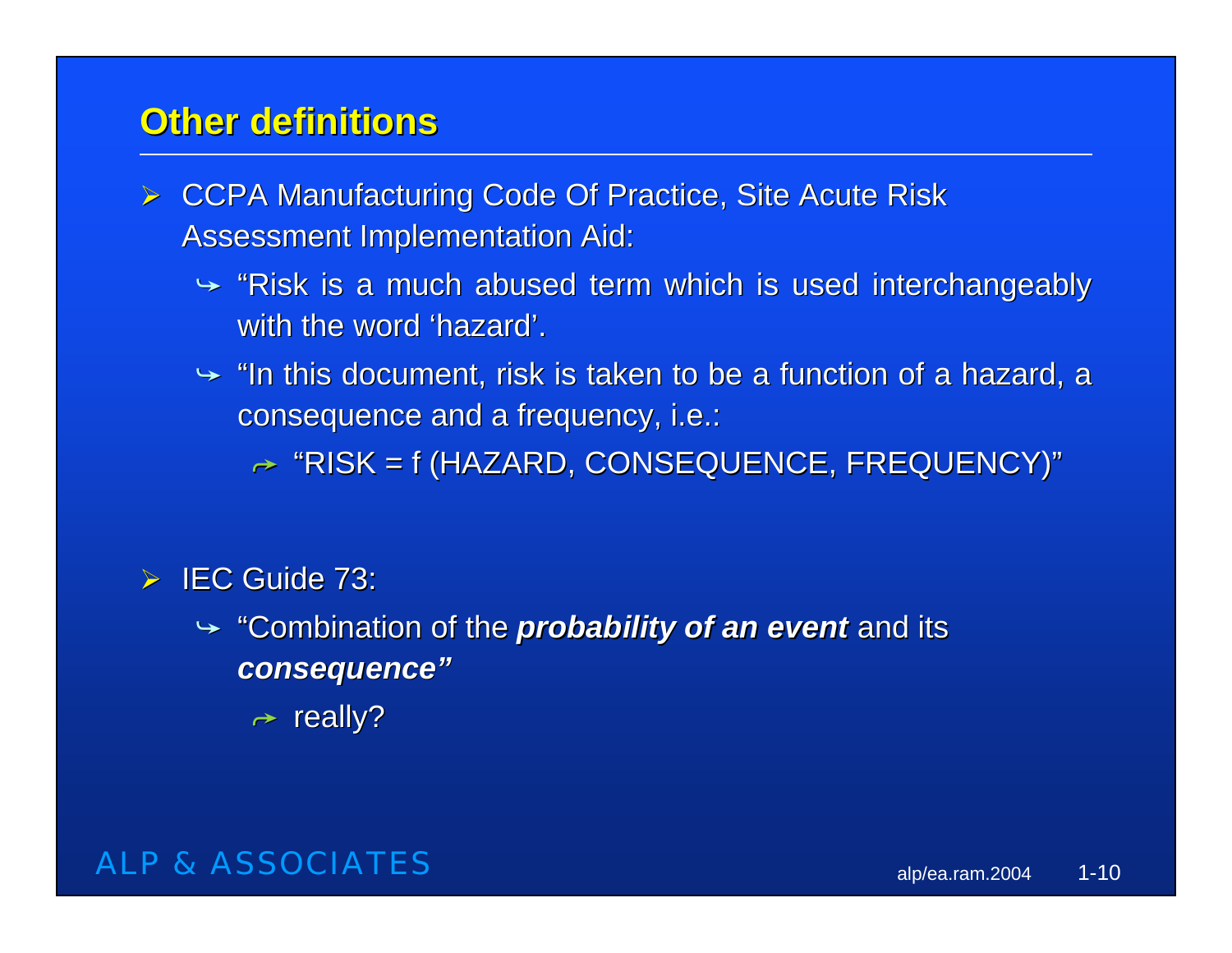## Other definitions

- CCPA Manufacturing Code Of Practice, Site Acute Risk Assessment Implementation Aid:
  - “Risk is a much abused term which is used interchangeably with the word ‘hazard’.
  - “In this document, risk is taken to be a function of a hazard, a consequence and a frequency, i.e.:
    - “RISK = f (HAZARD, CONSEQUENCE, FREQUENCY)”

- IEC Guide 73:
  - “Combination of the ***probability of an event*** and its ***consequence”***
    - really?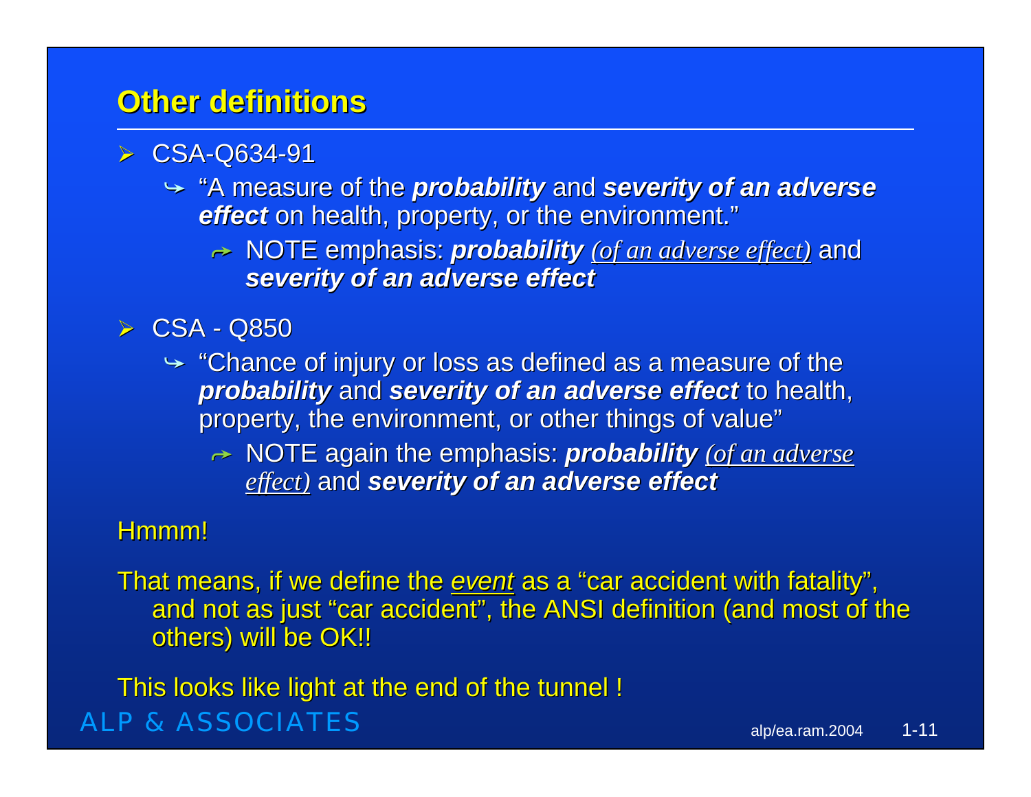## Other definitions

- CSA-Q634-91
  - "A measure of the ***probability*** and ***severity of an adverse effect*** on health, property, or the environment."
    - NOTE emphasis: ***probability*** *(of an adverse effect)* and ***severity of an adverse effect***
- CSA - Q850
  - "Chance of injury or loss as defined as a measure of the ***probability*** and ***severity of an adverse effect*** to health, property, the environment, or other things of value"
    - NOTE again the emphasis: ***probability*** *(of an adverse effect)* and ***severity of an adverse effect***

Hmmm!

That means, if we define the *event* as a "car accident with fatality", and not as just "car accident", the ANSI definition (and most of the others) will be OK!!

This looks like light at the end of the tunnel !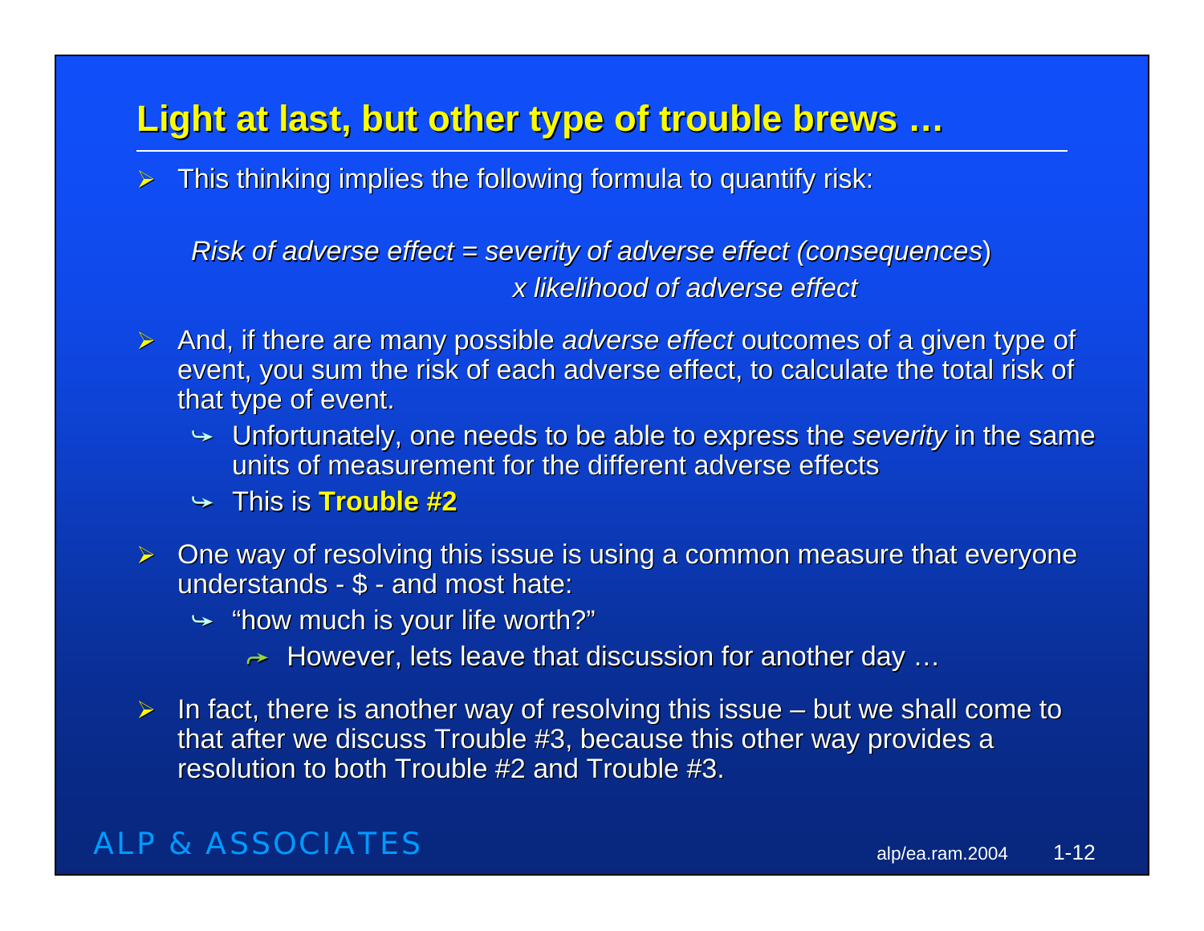## Light at last, but other type of trouble brews …

- This thinking implies the following formula to quantify risk:

  *Risk of adverse effect = severity of adverse effect (consequences) x likelihood of adverse effect*

- And, if there are many possible *adverse effect* outcomes of a given type of event, you sum the risk of each adverse effect, to calculate the total risk of that type of event.
  - Unfortunately, one needs to be able to express the *severity* in the same units of measurement for the different adverse effects
  - This is **Trouble #2**
- One way of resolving this issue is using a common measure that everyone understands - $ - and most hate:
  - “how much is your life worth?”
    - However, lets leave that discussion for another day …
- In fact, there is another way of resolving this issue – but we shall come to that after we discuss Trouble #3, because this other way provides a resolution to both Trouble #2 and Trouble #3.

ALP & ASSOCIATES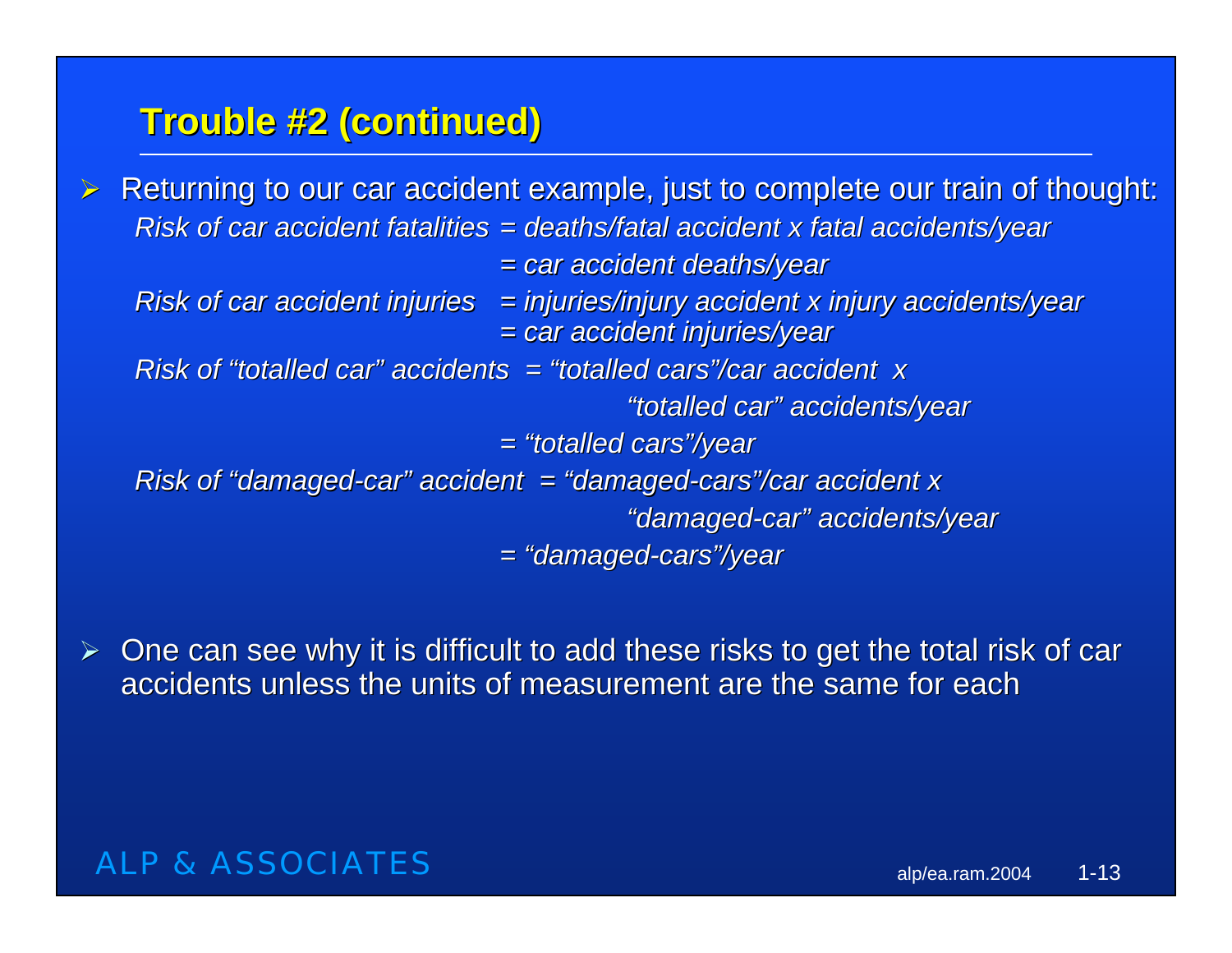## Trouble #2 (continued)

- Returning to our car accident example, just to complete our train of thought:

  *Risk of car accident fatalities = deaths/fatal accident x fatal accidents/year*
  
  *= car accident deaths/year*

  *Risk of car accident injuries = injuries/injury accident x injury accidents/year*
  
  *= car accident injuries/year*

  *Risk of "totalled car" accidents = "totalled cars"/car accident x "totalled car" accidents/year*
  
  *= "totalled cars"/year*

  *Risk of "damaged-car" accident = "damaged-cars"/car accident x "damaged-car" accidents/year*
  
  *= "damaged-cars"/year*

- One can see why it is difficult to add these risks to get the total risk of car accidents unless the units of measurement are the same for each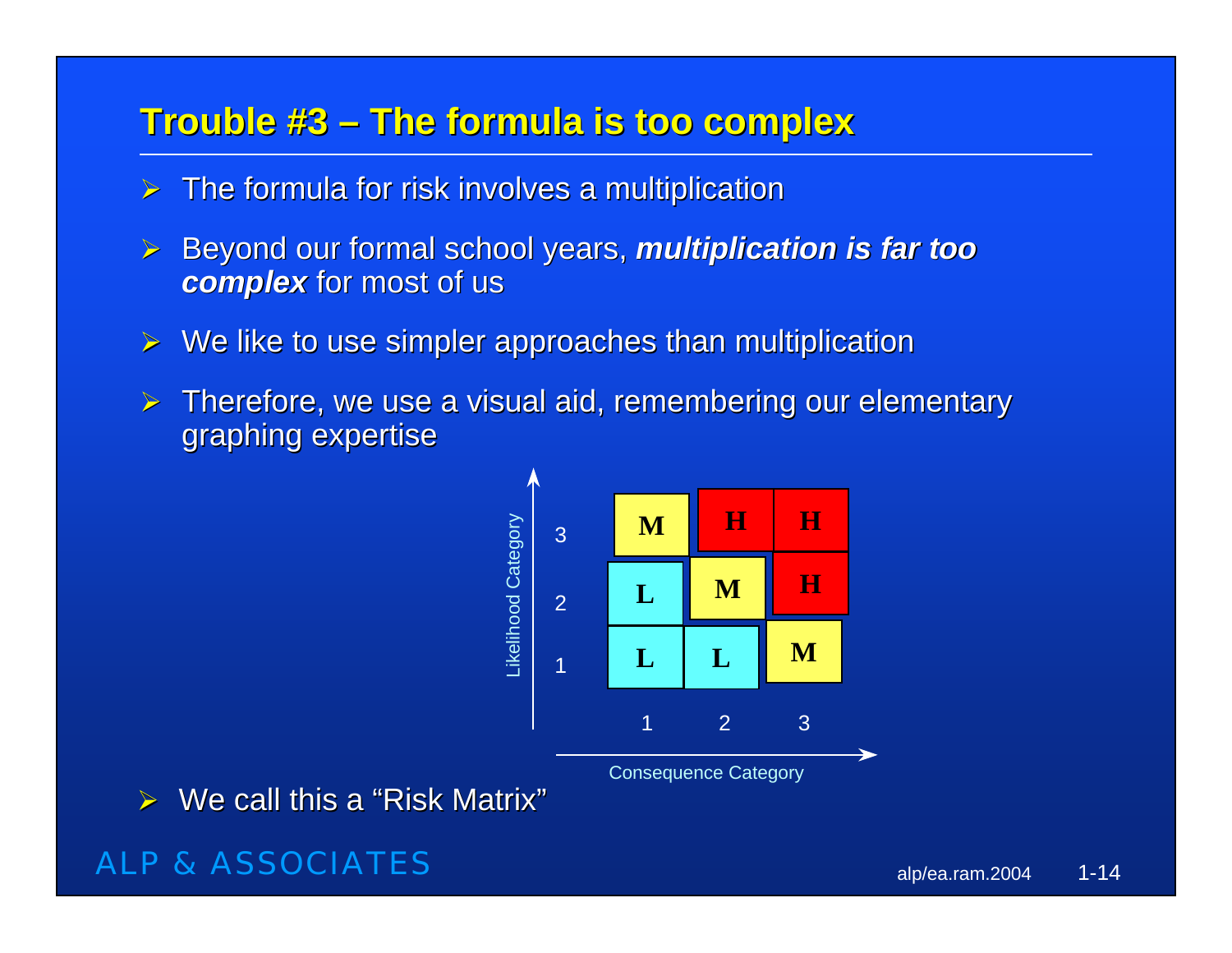## Trouble #3 – The formula is too complex

- The formula for risk involves a multiplication
- Beyond our formal school years, ***multiplication is far too complex*** for most of us
- We like to use simpler approaches than multiplication
- Therefore, we use a visual aid, remembering our elementary graphing expertise

| Likelihood Category | Consequence 1 | Consequence 2 | Consequence 3 |
|---|---|---|---|
| 3 | M | H | H |
| 2 | L | M | H |
| 1 | L | L | M |

- We call this a "Risk Matrix"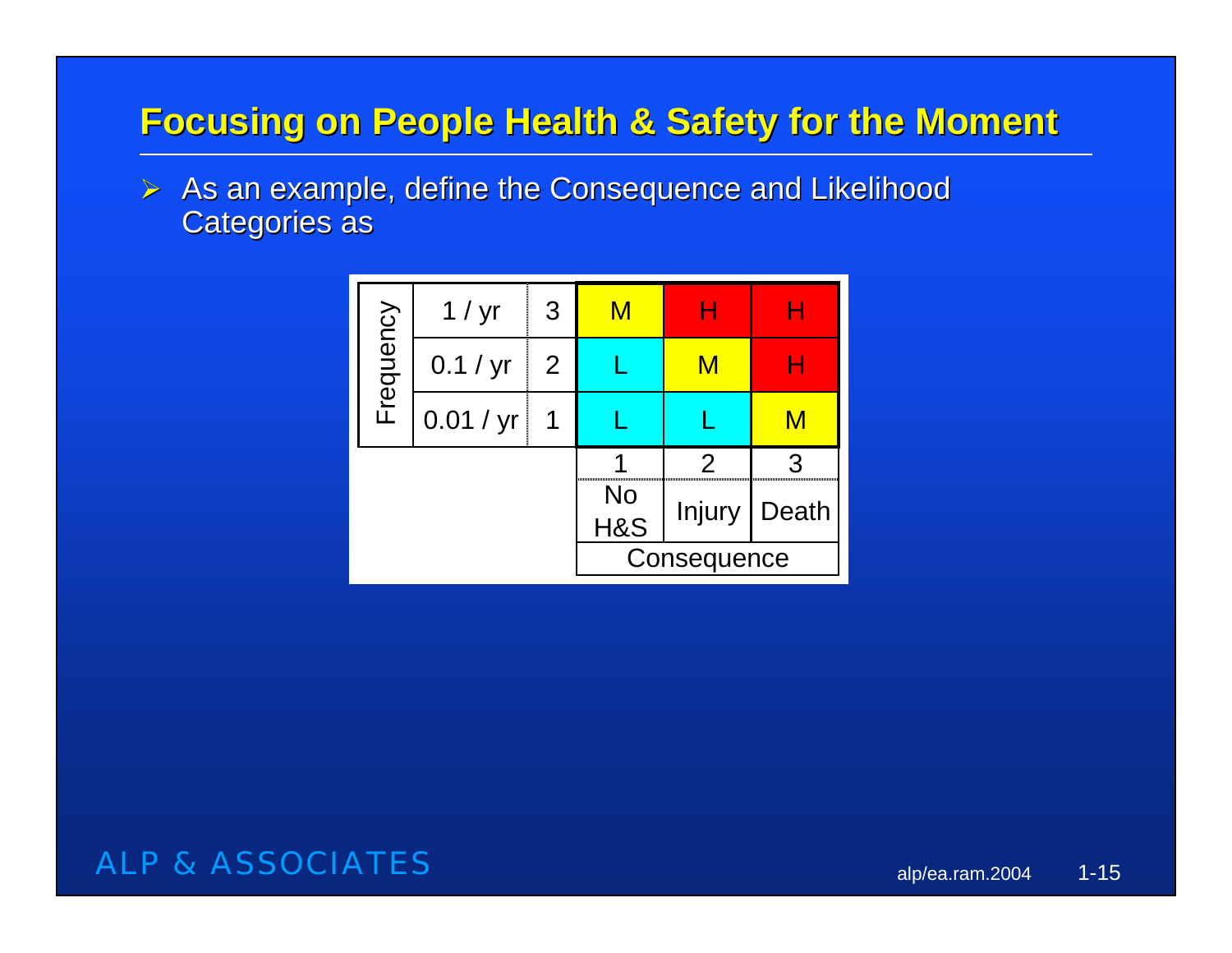## Focusing on People Health & Safety for the Moment

- As an example, define the Consequence and Likelihood Categories as

| Frequency | | | | | |
|---|---|---|---|---|---|
| 1 / yr | 3 | M | H | H |
| 0.1 / yr | 2 | L | M | H |
| 0.01 / yr | 1 | L | L | M |
| | | 1 | 2 | 3 |
| | | No H&S | Injury | Death |
| | | Consequence | | |

ALP & ASSOCIATES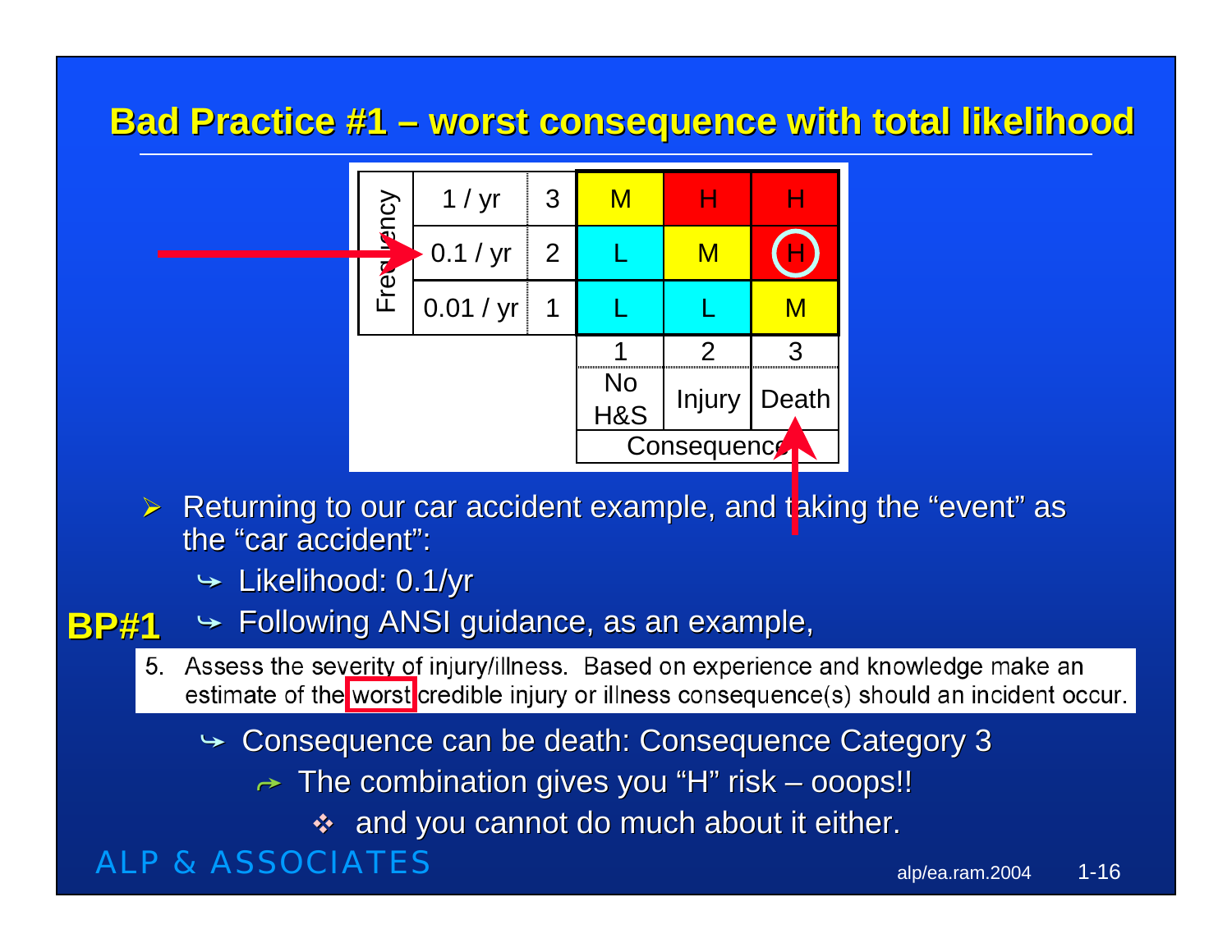# Bad Practice #1 – worst consequence with total likelihood

| Frequency | | | | | |
|---|---|---|---|---|---|
| 1 / yr | 3 | M | H | H |
| 0.1 / yr | 2 | L | M | H |
| 0.01 / yr | 1 | L | L | M |
| | | 1 | 2 | 3 |
| | | No H&S | Injury | Death |
| | | Consequence | | |

- Returning to our car accident example, and taking the "event" as the "car accident":
  - Likelihood: 0.1/yr
  - **BP#1** Following ANSI guidance, as an example,

> 5. Assess the severity of injury/illness. Based on experience and knowledge make an estimate of the worst credible injury or illness consequence(s) should an incident occur.

  - Consequence can be death: Consequence Category 3
    - The combination gives you "H" risk – ooops!!
      - and you cannot do much about it either.

ALP & ASSOCIATES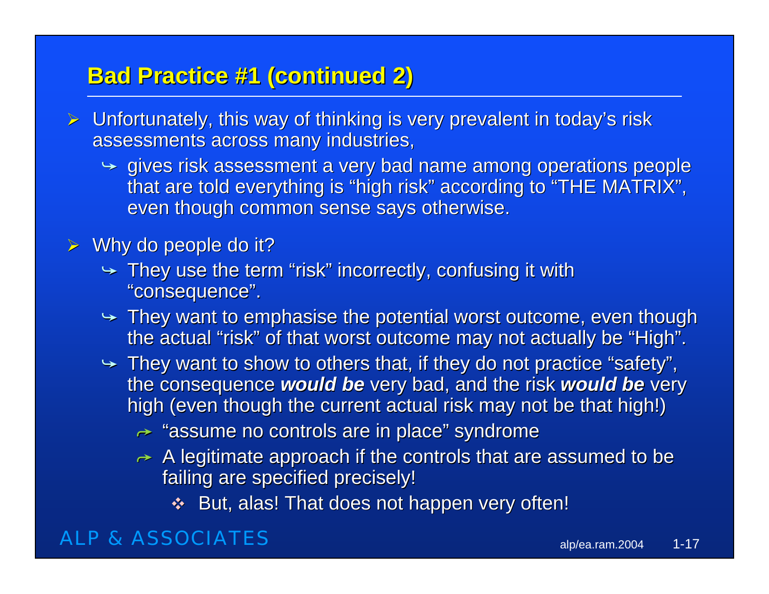## Bad Practice #1 (continued 2)

- Unfortunately, this way of thinking is very prevalent in today's risk assessments across many industries,
  - gives risk assessment a very bad name among operations people that are told everything is "high risk" according to "THE MATRIX", even though common sense says otherwise.
- Why do people do it?
  - They use the term "risk" incorrectly, confusing it with "consequence".
  - They want to emphasise the potential worst outcome, even though the actual "risk" of that worst outcome may not actually be "High".
  - They want to show to others that, if they do not practice "safety", the consequence ***would be*** very bad, and the risk ***would be*** very high (even though the current actual risk may not be that high!)
    - "assume no controls are in place" syndrome
    - A legitimate approach if the controls that are assumed to be failing are specified precisely!
      - But, alas! That does not happen very often!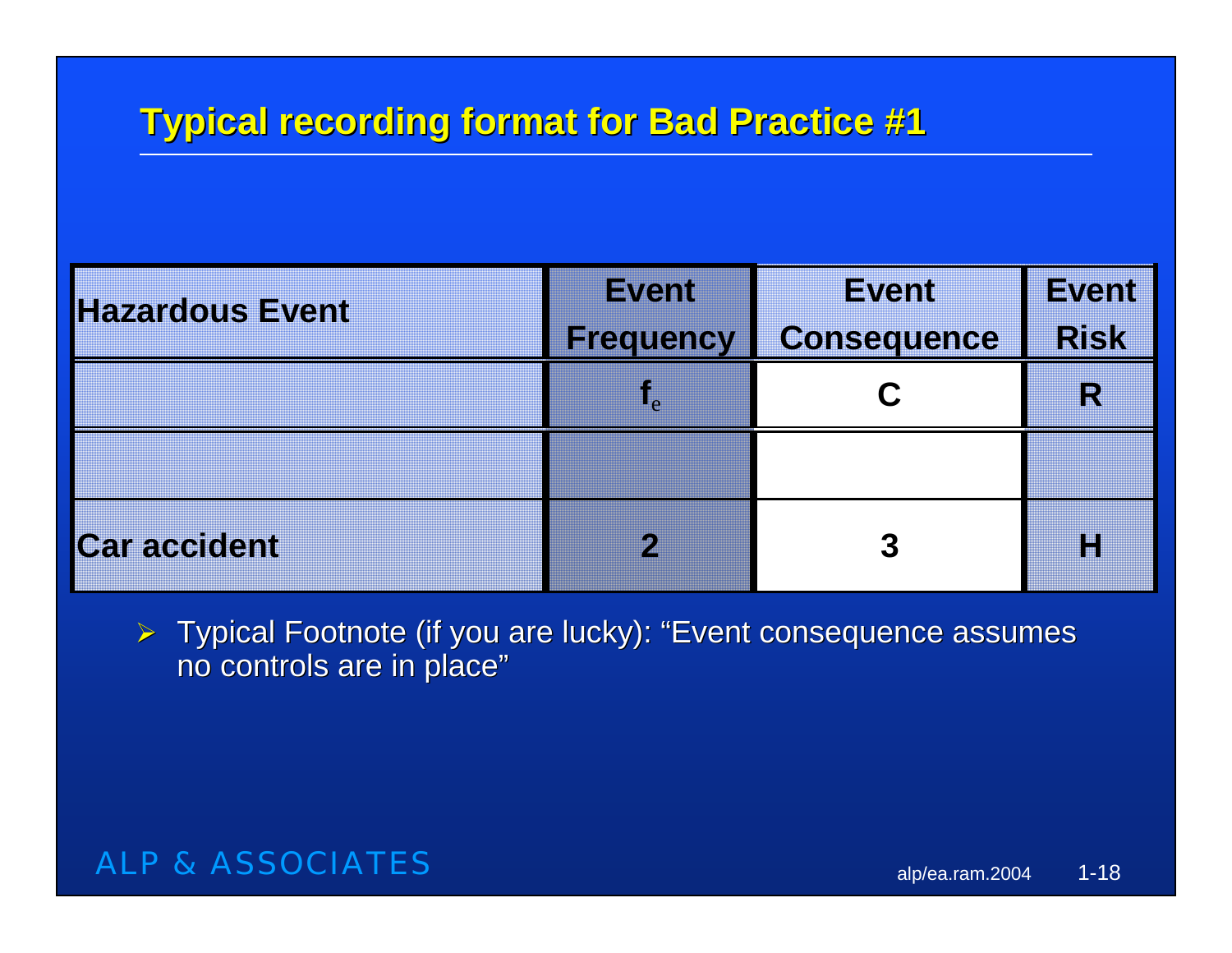## Typical recording format for Bad Practice #1

| Hazardous Event | Event Frequency | Event Consequence | Event Risk |
|---|---|---|---|
| | $f_e$ | C | R |
| | | | |
| Car accident | 2 | 3 | H |

- Typical Footnote (if you are lucky): “Event consequence assumes no controls are in place”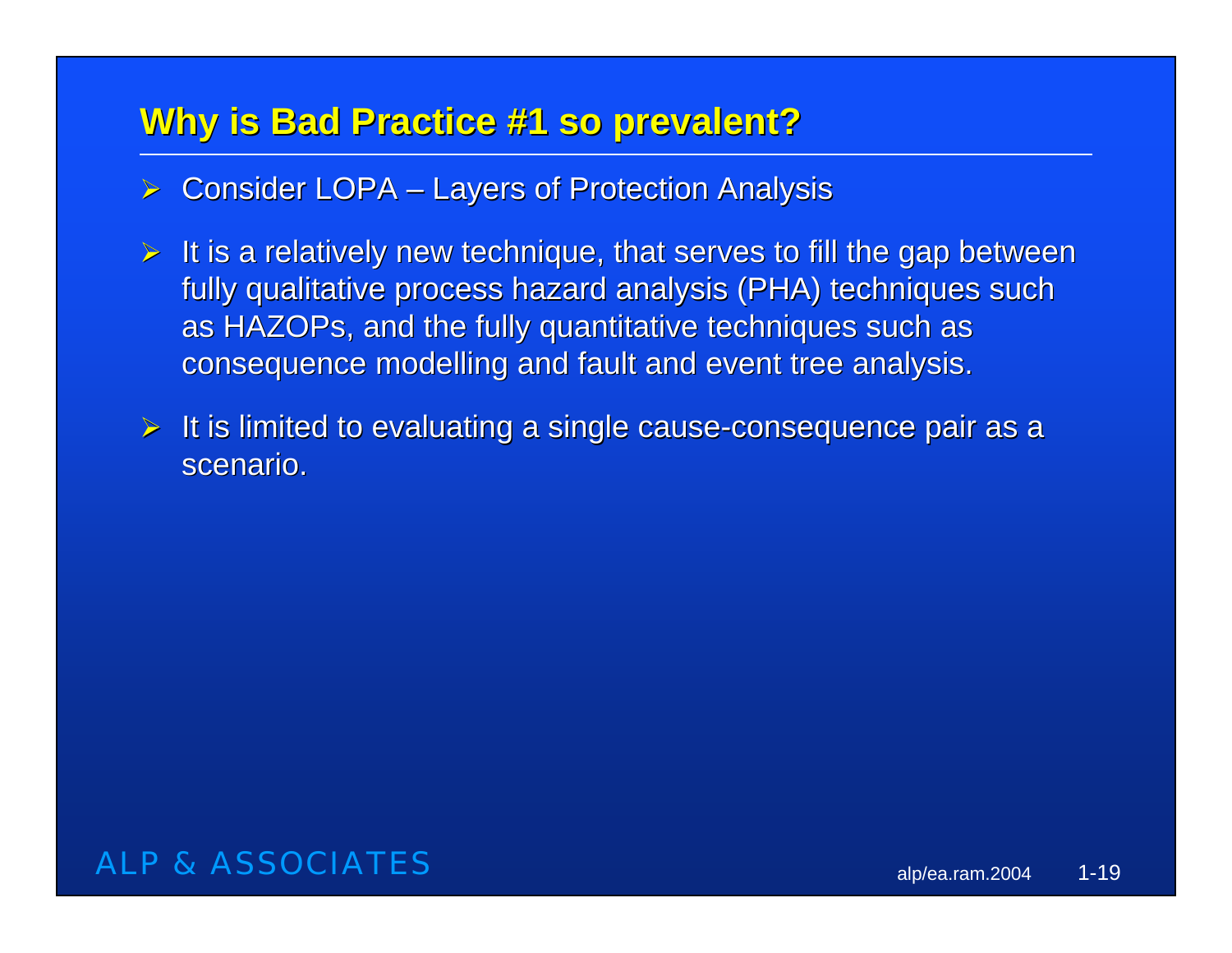## Why is Bad Practice #1 so prevalent?

- Consider LOPA – Layers of Protection Analysis
- It is a relatively new technique, that serves to fill the gap between fully qualitative process hazard analysis (PHA) techniques such as HAZOPs, and the fully quantitative techniques such as consequence modelling and fault and event tree analysis.
- It is limited to evaluating a single cause-consequence pair as a scenario.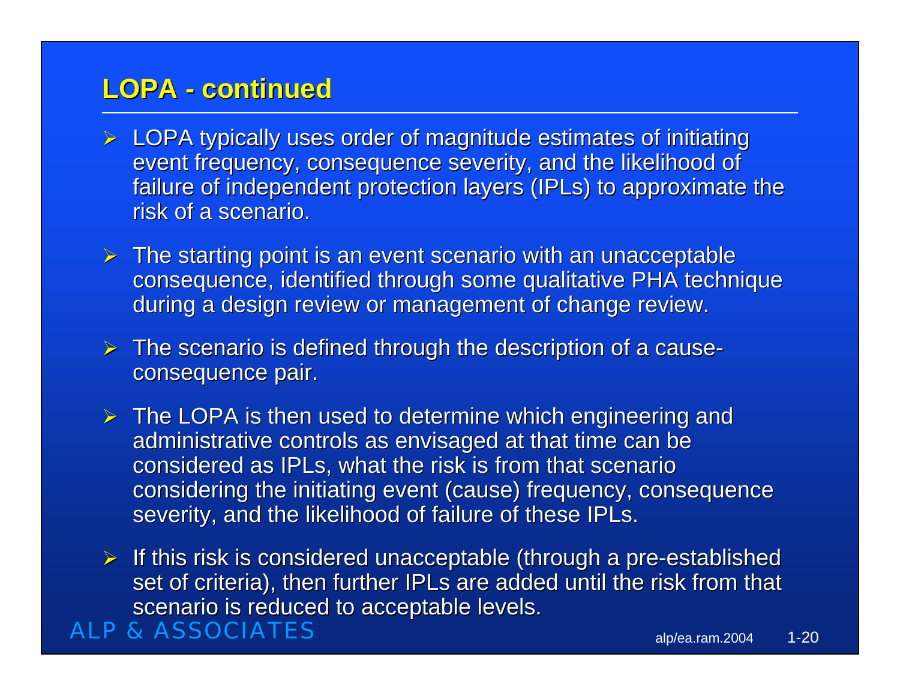## LOPA - continued

- LOPA typically uses order of magnitude estimates of initiating event frequency, consequence severity, and the likelihood of failure of independent protection layers (IPLs) to approximate the risk of a scenario.
- The starting point is an event scenario with an unacceptable consequence, identified through some qualitative PHA technique during a design review or management of change review.
- The scenario is defined through the description of a cause-consequence pair.
- The LOPA is then used to determine which engineering and administrative controls as envisaged at that time can be considered as IPLs, what the risk is from that scenario considering the initiating event (cause) frequency, consequence severity, and the likelihood of failure of these IPLs.
- If this risk is considered unacceptable (through a pre-established set of criteria), then further IPLs are added until the risk from that scenario is reduced to acceptable levels.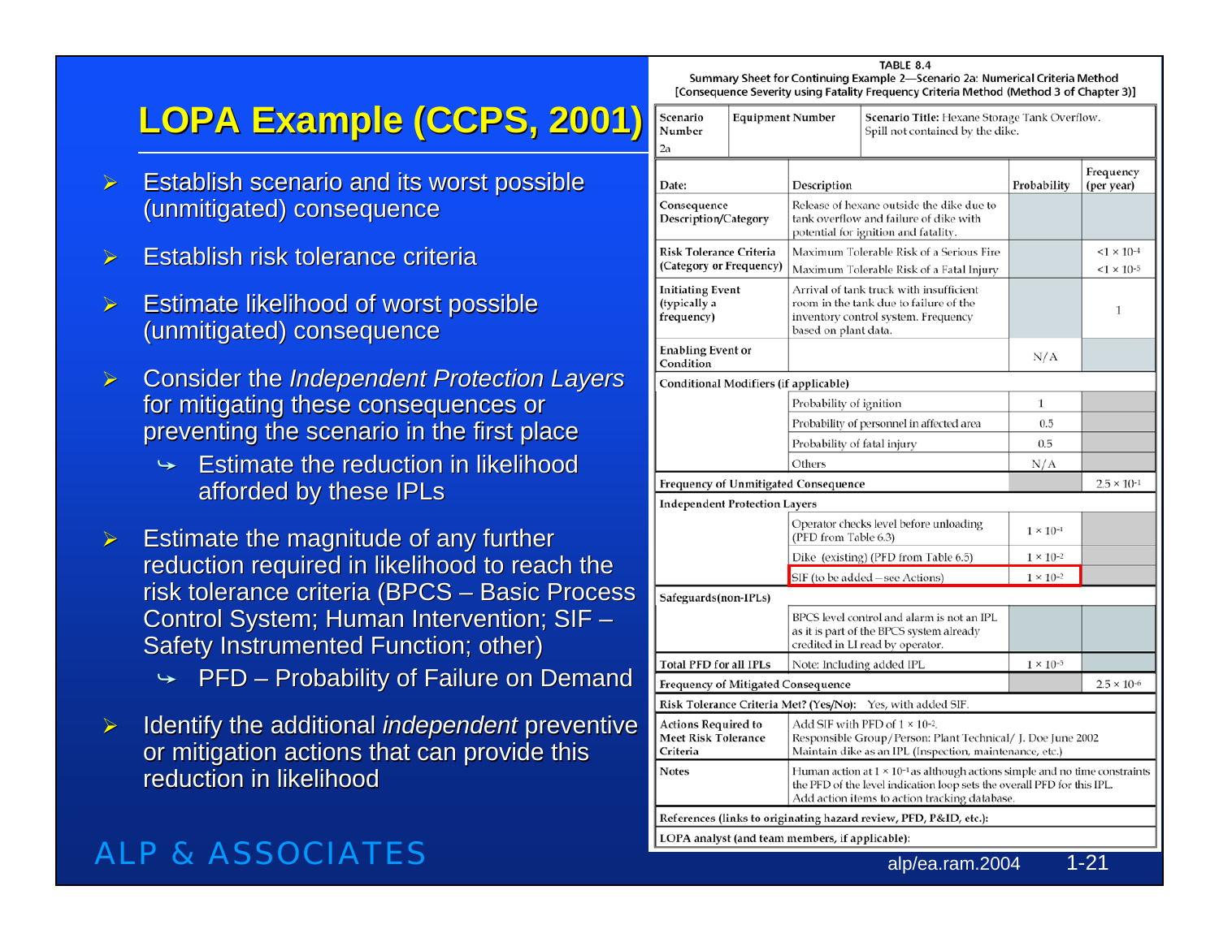# LOPA Example (CCPS, 2001)

- Establish scenario and its worst possible (unmitigated) consequence
- Establish risk tolerance criteria
- Estimate likelihood of worst possible (unmitigated) consequence
- Consider the *Independent Protection Layers* for mitigating these consequences or preventing the scenario in the first place
  - Estimate the reduction in likelihood afforded by these IPLs
- Estimate the magnitude of any further reduction required in likelihood to reach the risk tolerance criteria (BPCS – Basic Process Control System; Human Intervention; SIF – Safety Instrumented Function; other)
  - PFD – Probability of Failure on Demand
- Identify the additional *independent* preventive or mitigation actions that can provide this reduction in likelihood

TABLE 8.4
Summary Sheet for Continuing Example 2—Scenario 2a: Numerical Criteria Method
[Consequence Severity using Fatality Frequency Criteria Method (Method 3 of Chapter 3)]

| Scenario Number 2a | Equipment Number | Scenario Title: Hexane Storage Tank Overflow. Spill not contained by the dike. | |
|---|---|---|---|
| Date: | Description | Probability | Frequency (per year) |
| Consequence Description/Category | Release of hexane outside the dike due to tank overflow and failure of dike with potential for ignition and fatality. | | |
| Risk Tolerance Criteria (Category or Frequency) | Maximum Tolerable Risk of a Serious Fire | | $<1 \times 10^{-4}$ |
| | Maximum Tolerable Risk of a Fatal Injury | | $<1 \times 10^{-5}$ |
| Initiating Event (typically a frequency) | Arrival of tank truck with insufficient room in the tank due to failure of the inventory control system. Frequency based on plant data. | | 1 |
| Enabling Event or Condition | | N/A | |
| Conditional Modifiers (if applicable) | | | |
| | Probability of ignition | 1 | |
| | Probability of personnel in affected area | 0.5 | |
| | Probability of fatal injury | 0.5 | |
| | Others | N/A | |
| Frequency of Unmitigated Consequence | | | $2.5 \times 10^{-1}$ |
| Independent Protection Layers | | | |
| | Operator checks level before unloading (PFD from Table 6.3) | $1 \times 10^{-1}$ | |
| | Dike (existing) (PFD from Table 6.5) | $1 \times 10^{-2}$ | |
| | SIF (to be added – see Actions) | $1 \times 10^{-2}$ | |
| Safeguards (non-IPLs) | | | |
| | BPCS level control and alarm is not an IPL as it is part of the BPCS system already credited in LI read by operator. | | |
| Total PFD for all IPLs | Note: Including added IPL | $1 \times 10^{-5}$ | |
| Frequency of Mitigated Consequence | | | $2.5 \times 10^{-6}$ |
| Risk Tolerance Criteria Met? (Yes/No): Yes, with added SIF. | | | |
| Actions Required to Meet Risk Tolerance Criteria | Add SIF with PFD of $1 \times 10^{-2}$. Responsible Group/Person: Plant Technical/ J. Doe June 2002. Maintain dike as an IPL (inspection, maintenance, etc.) | | |
| Notes | Human action at $1 \times 10^{-1}$ as although actions simple and no time constraints the PFD of the level indication loop sets the overall PFD for this IPL. Add action items to action tracking database. | | |
| References (links to originating hazard review, PFD, P&ID, etc.): | | | |
| LOPA analyst (and team members, if applicable): | | | |

ALP & ASSOCIATES

alp/ea.ram.2004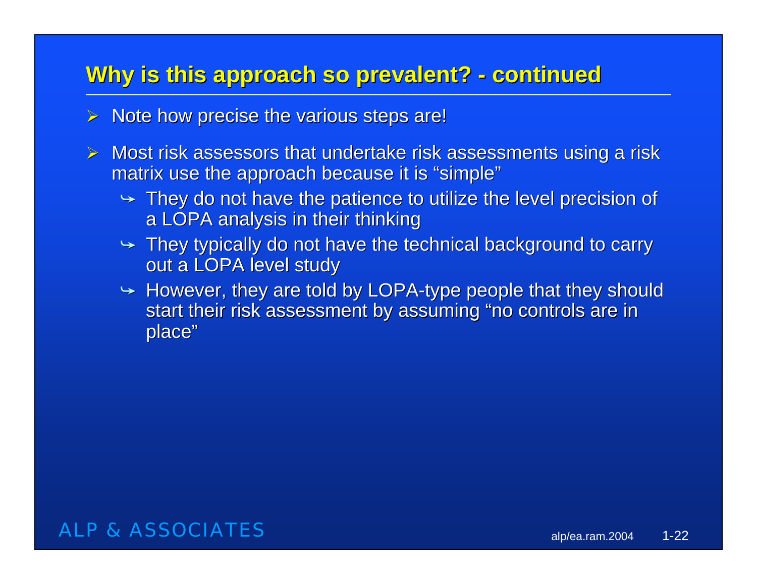## Why is this approach so prevalent? - continued

- Note how precise the various steps are!
- Most risk assessors that undertake risk assessments using a risk matrix use the approach because it is "simple"
  - They do not have the patience to utilize the level precision of a LOPA analysis in their thinking
  - They typically do not have the technical background to carry out a LOPA level study
  - However, they are told by LOPA-type people that they should start their risk assessment by assuming "no controls are in place"

ALP & ASSOCIATES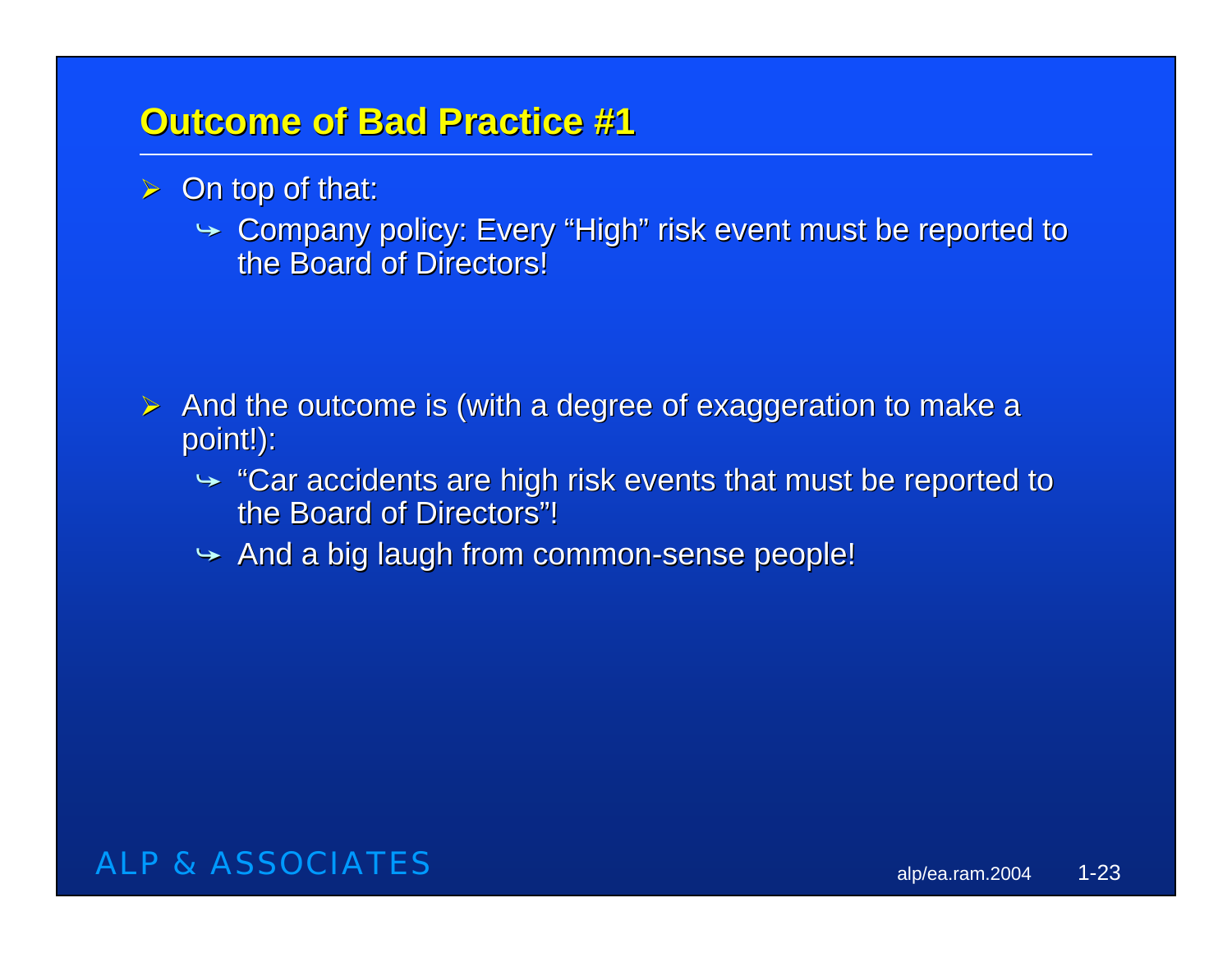## Outcome of Bad Practice #1

- On top of that:
  - Company policy: Every “High” risk event must be reported to the Board of Directors!

- And the outcome is (with a degree of exaggeration to make a point!):
  - “Car accidents are high risk events that must be reported to the Board of Directors”!
  - And a big laugh from common-sense people!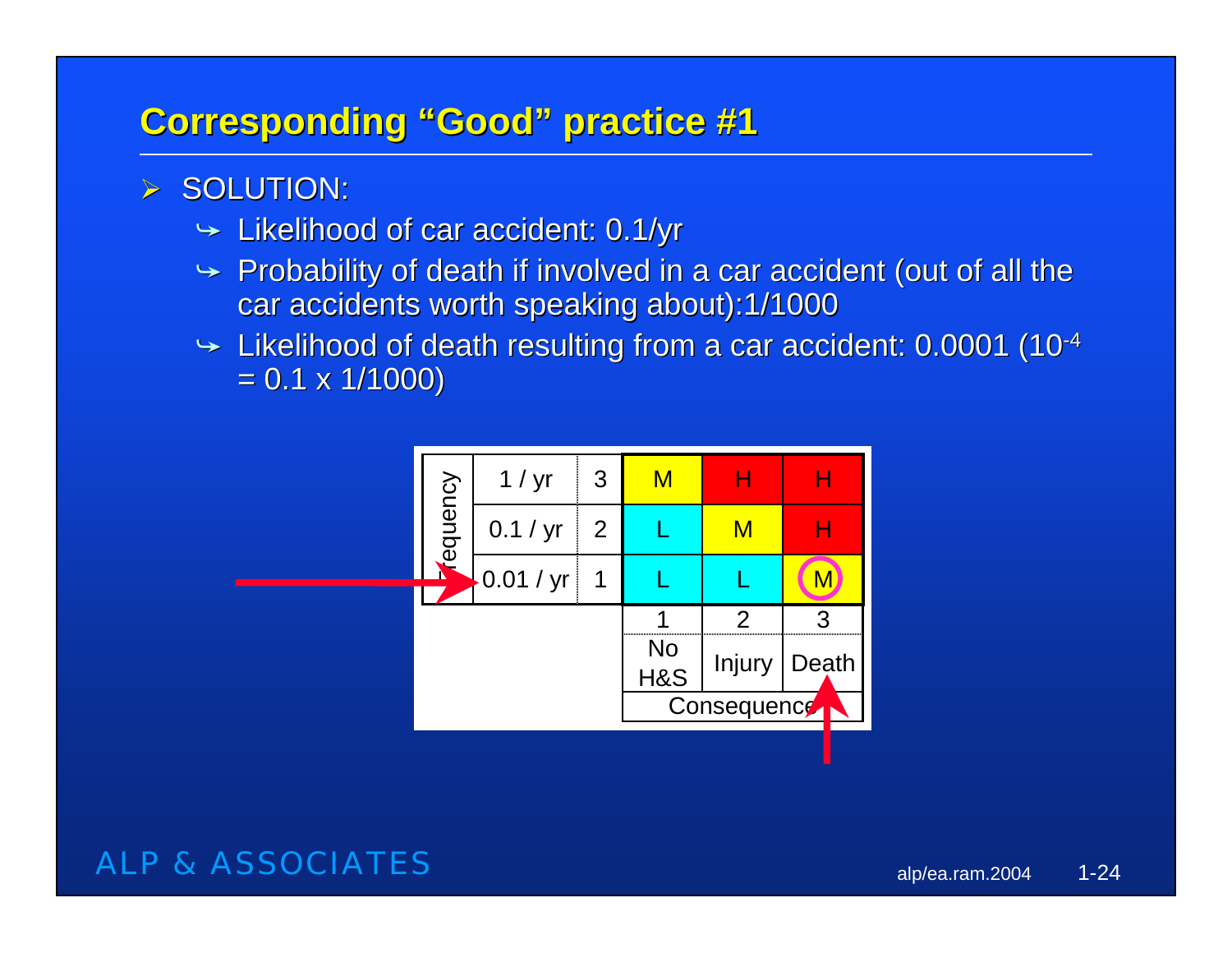# Corresponding "Good" practice #1

- SOLUTION:
  - Likelihood of car accident: 0.1/yr
  - Probability of death if involved in a car accident (out of all the car accidents worth speaking about):1/1000
  - Likelihood of death resulting from a car accident: 0.0001 ($10^{-4}$ = 0.1 x 1/1000)

| Frequency | | | | | |
|---|---|---|---|---|---|
| 1 / yr | 3 | M | H | H |
| 0.1 / yr | 2 | L | M | H |
| 0.01 / yr | 1 | L | L | M |
| | | 1 | 2 | 3 |
| | | No H&S | Injury | Death |
| | | Consequence | | |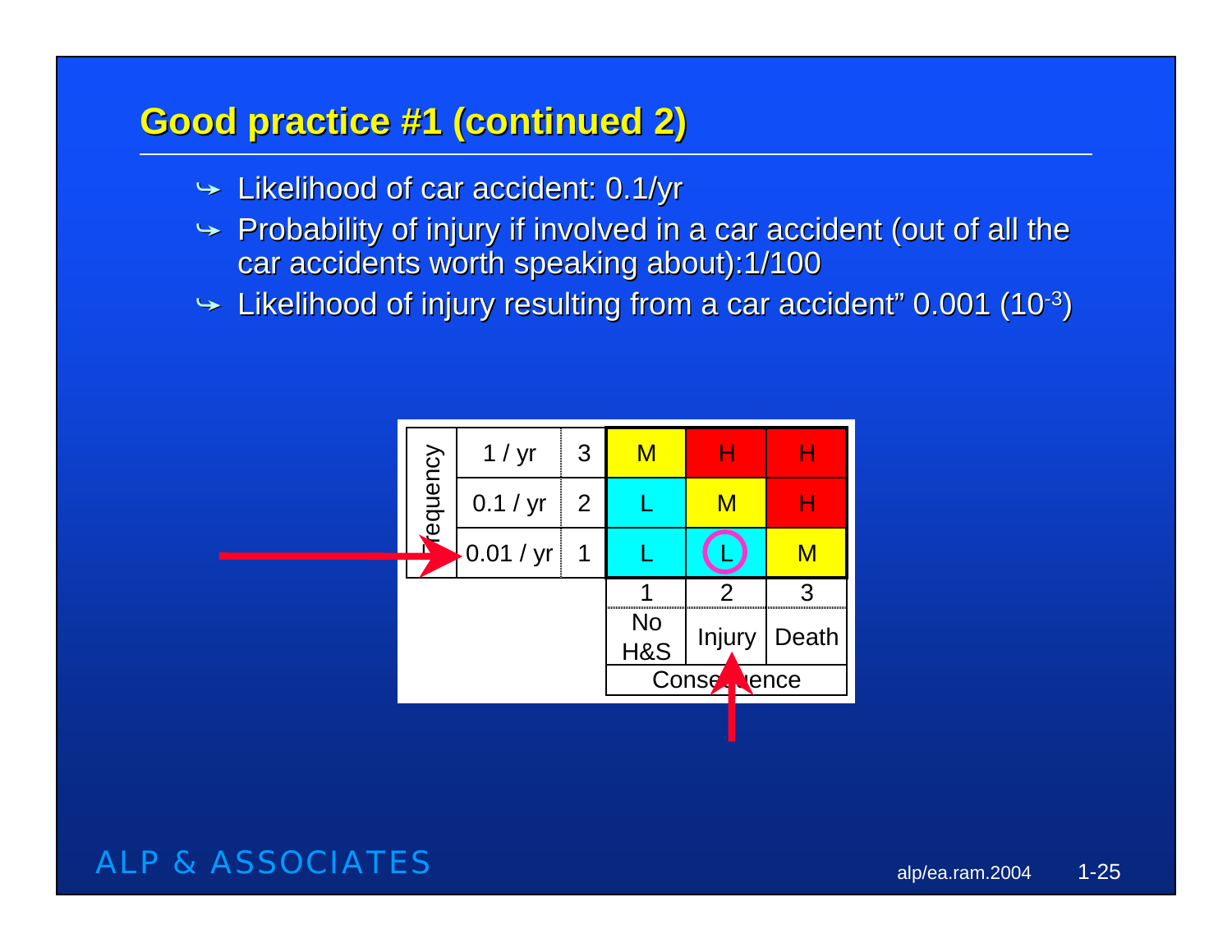# Good practice #1 (continued 2)

- Likelihood of car accident: 0.1/yr
- Probability of injury if involved in a car accident (out of all the car accidents worth speaking about):1/100
- Likelihood of injury resulting from a car accident" 0.001 ($10^{-3}$)

| Frequency | | | | | |
|---|---|---|---|---|---|
| 1 / yr | 3 | M | H | H |
| 0.1 / yr | 2 | L | M | H |
| 0.01 / yr | 1 | L | L | M |
| | | 1 | 2 | 3 |
| | | No H&S | Injury | Death |
| | | Consequence | | |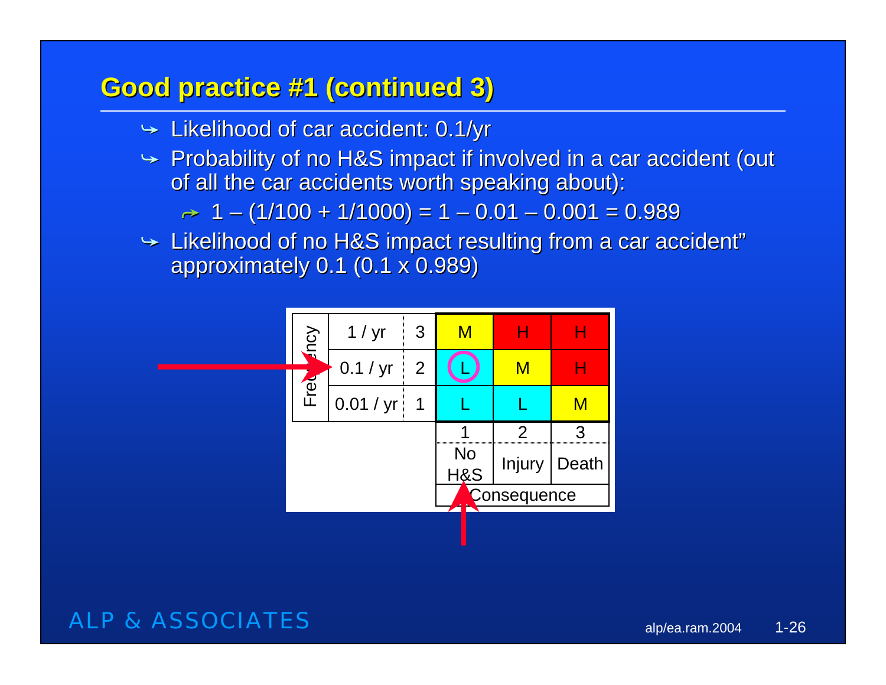## Good practice #1 (continued 3)

- Likelihood of car accident: 0.1/yr
- Probability of no H&S impact if involved in a car accident (out of all the car accidents worth speaking about):
  - 1 – (1/100 + 1/1000) = 1 – 0.01 – 0.001 = 0.989
- Likelihood of no H&S impact resulting from a car accident" approximately 0.1 (0.1 x 0.989)

| Frequency | | | | | |
|---|---|---|---|---|---|
| 1 / yr | 3 | M | H | H |
| 0.1 / yr | 2 | L | M | H |
| 0.01 / yr | 1 | L | L | M |
| | | 1 | 2 | 3 |
| | | No H&S | Injury | Death |
| | | Consequence | | |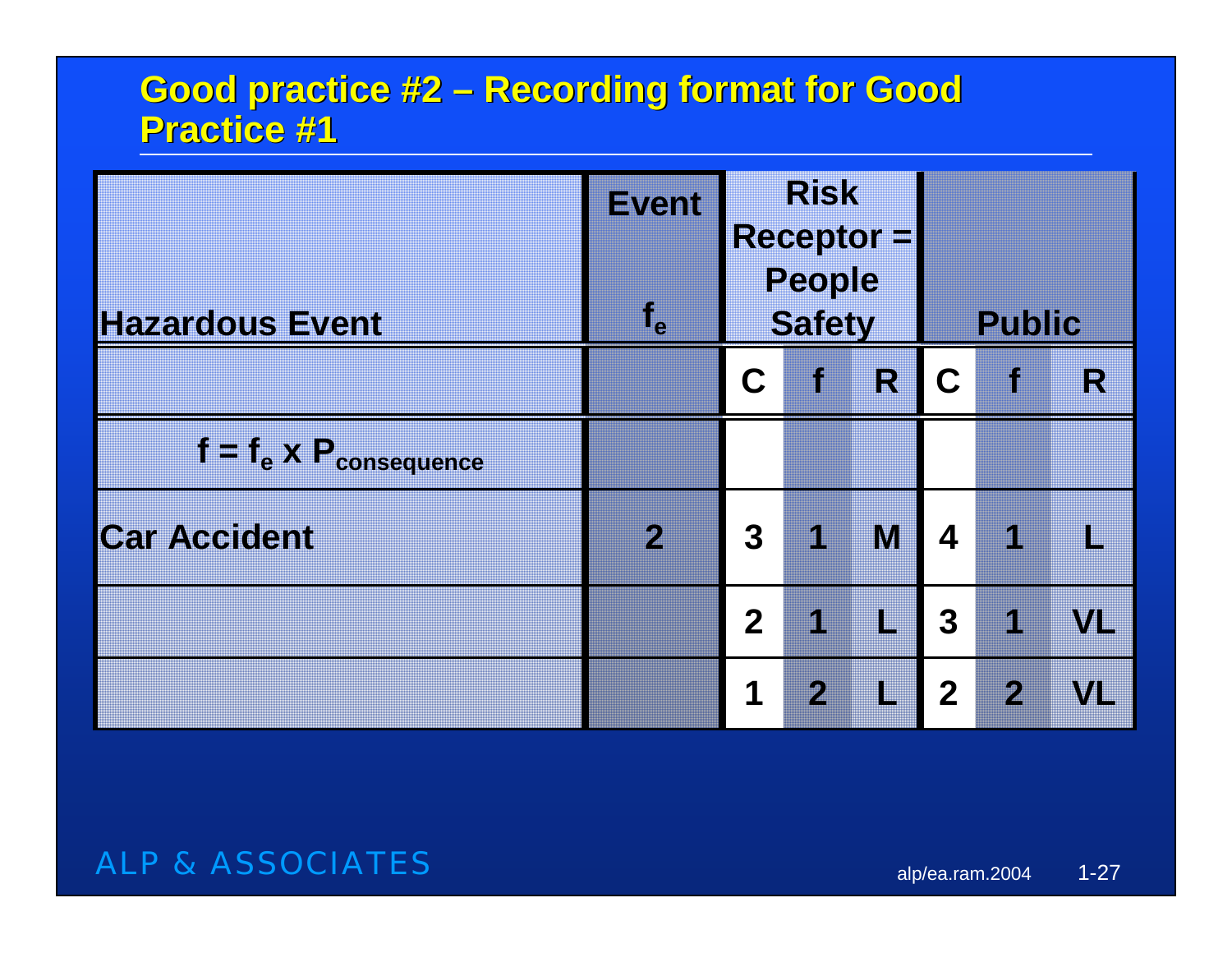## Good practice #2 – Recording format for Good Practice #1

| Hazardous Event | Event $f_e$ | Risk Receptor = People Safety | | | Public | | |
|---|---|---|---|---|---|---|---|
| | | C | f | R | C | f | R |
| $f = f_e \times P_{consequence}$ | | | | | | | |
| Car Accident | 2 | 3 | 1 | M | 4 | 1 | L |
| | | 2 | 1 | L | 3 | 1 | VL |
| | | 1 | 2 | L | 2 | 2 | VL |

ALP & ASSOCIATES

alp/ea.ram.2004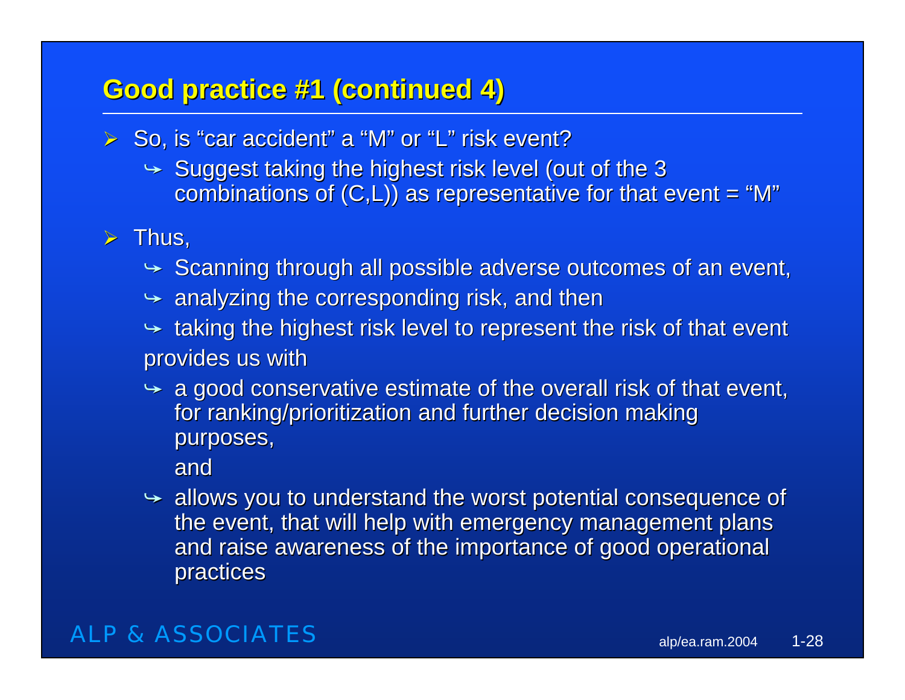## Good practice #1 (continued 4)

- So, is "car accident" a "M" or "L" risk event?
  - Suggest taking the highest risk level (out of the 3 combinations of (C,L)) as representative for that event = "M"
- Thus,
  - Scanning through all possible adverse outcomes of an event,
  - analyzing the corresponding risk, and then
  - taking the highest risk level to represent the risk of that event

  provides us with

  - a good conservative estimate of the overall risk of that event, for ranking/prioritization and further decision making purposes,

    and
  - allows you to understand the worst potential consequence of the event, that will help with emergency management plans and raise awareness of the importance of good operational practices

ALP & ASSOCIATES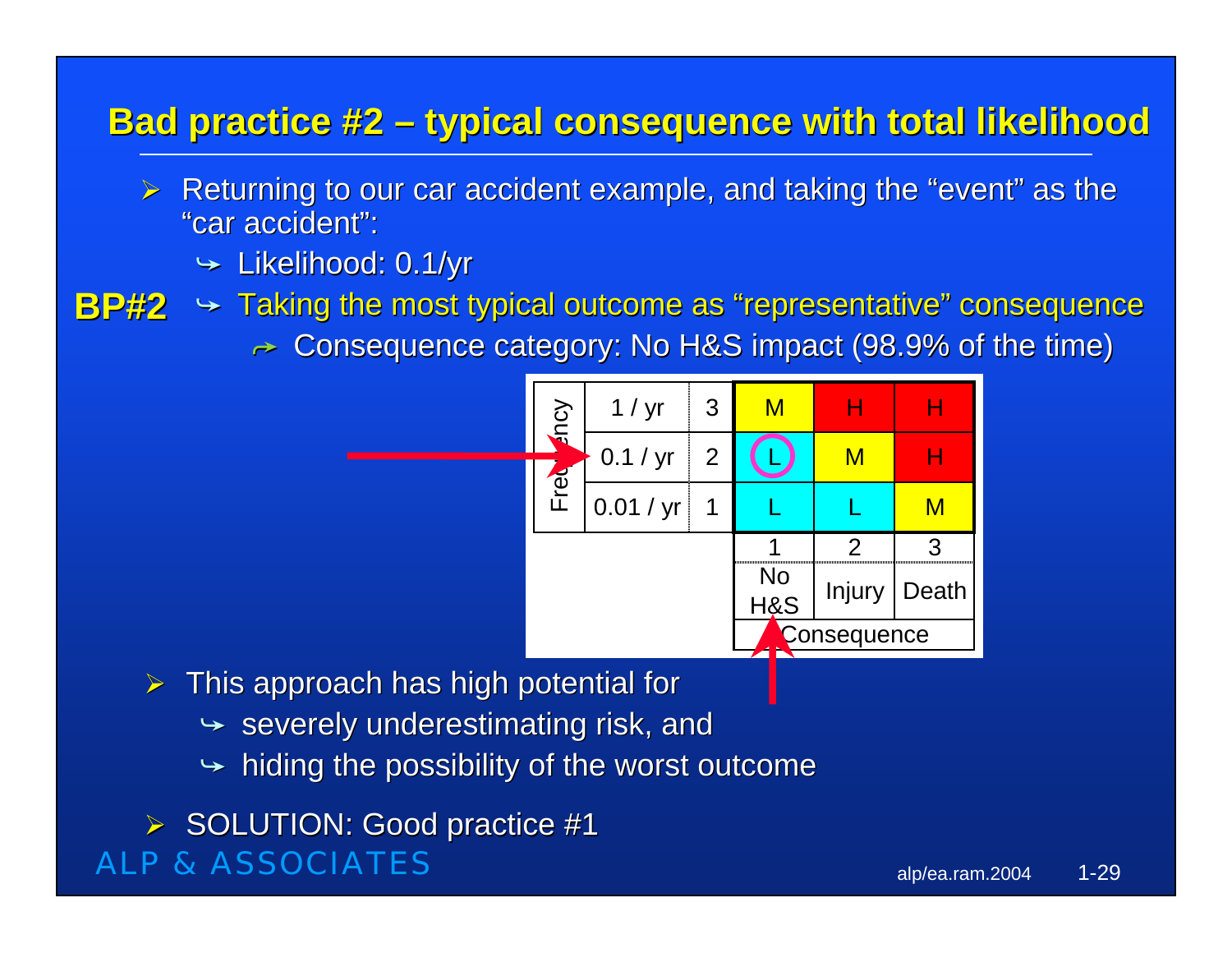# Bad practice #2 – typical consequence with total likelihood

- Returning to our car accident example, and taking the "event" as the "car accident":
  - Likelihood: 0.1/yr
  - **BP#2** Taking the most typical outcome as "representative" consequence
    - Consequence category: No H&S impact (98.9% of the time)

| Frequency | | | | | |
|---|---|---|---|---|---|
| 1 / yr | 3 | M | H | H |
| 0.1 / yr | 2 | L | M | H |
| 0.01 / yr | 1 | L | L | M |
| | | 1 | 2 | 3 |
| | | No H&S | Injury | Death |
| | | Consequence | | |

- This approach has high potential for
  - severely underestimating risk, and
  - hiding the possibility of the worst outcome
- SOLUTION: Good practice #1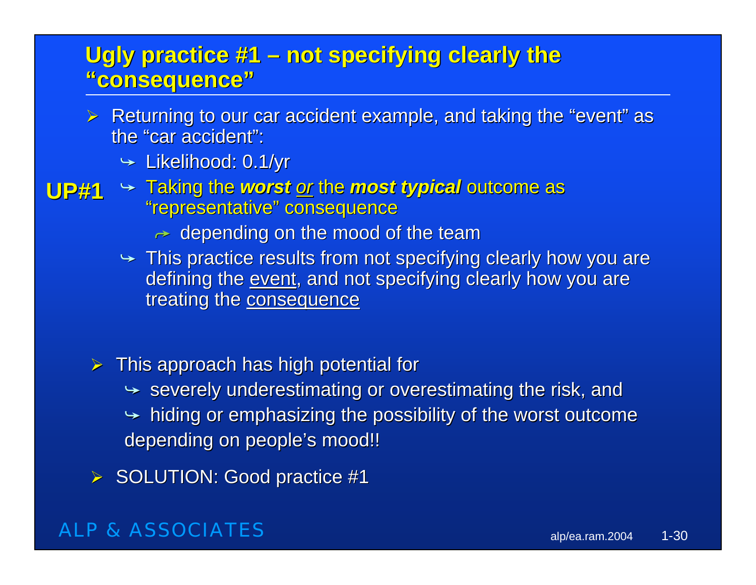## Ugly practice #1 – not specifying clearly the "consequence"

- Returning to our car accident example, and taking the "event" as the "car accident":
  - Likelihood: 0.1/yr
  - **UP#1** Taking the ***worst*** or the ***most typical*** outcome as "representative" consequence
    - depending on the mood of the team
  - This practice results from not specifying clearly how you are defining the event, and not specifying clearly how you are treating the consequence

- This approach has high potential for
  - severely underestimating or overestimating the risk, and
  - hiding or emphasizing the possibility of the worst outcome

  depending on people's mood!!

- SOLUTION: Good practice #1

ALP & ASSOCIATES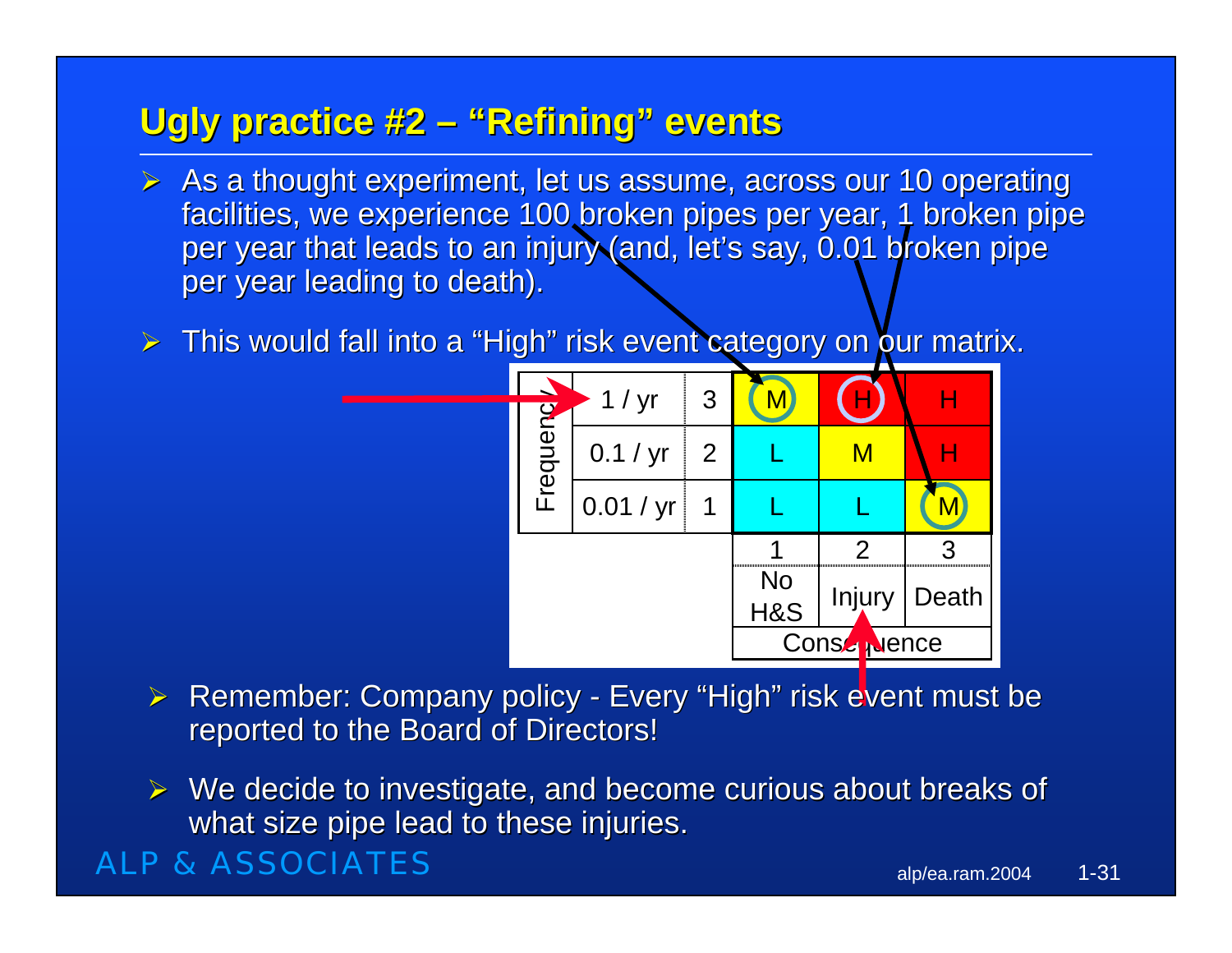## Ugly practice #2 – "Refining" events

- As a thought experiment, let us assume, across our 10 operating facilities, we experience 100 broken pipes per year, 1 broken pipe per year that leads to an injury (and, let's say, 0.01 broken pipe per year leading to death).
- This would fall into a "High" risk event category on our matrix.

| Frequency | | | | | |
|---|---|---|---|---|---|
| | 1 / yr | 3 | M | H | H |
| | 0.1 / yr | 2 | L | M | H |
| | 0.01 / yr | 1 | L | L | M |
| | | | 1 | 2 | 3 |
| | | | No H&S | Injury | Death |
| | | | Consequence | | |

- Remember: Company policy - Every "High" risk event must be reported to the Board of Directors!
- We decide to investigate, and become curious about breaks of what size pipe lead to these injuries.

ALP & ASSOCIATES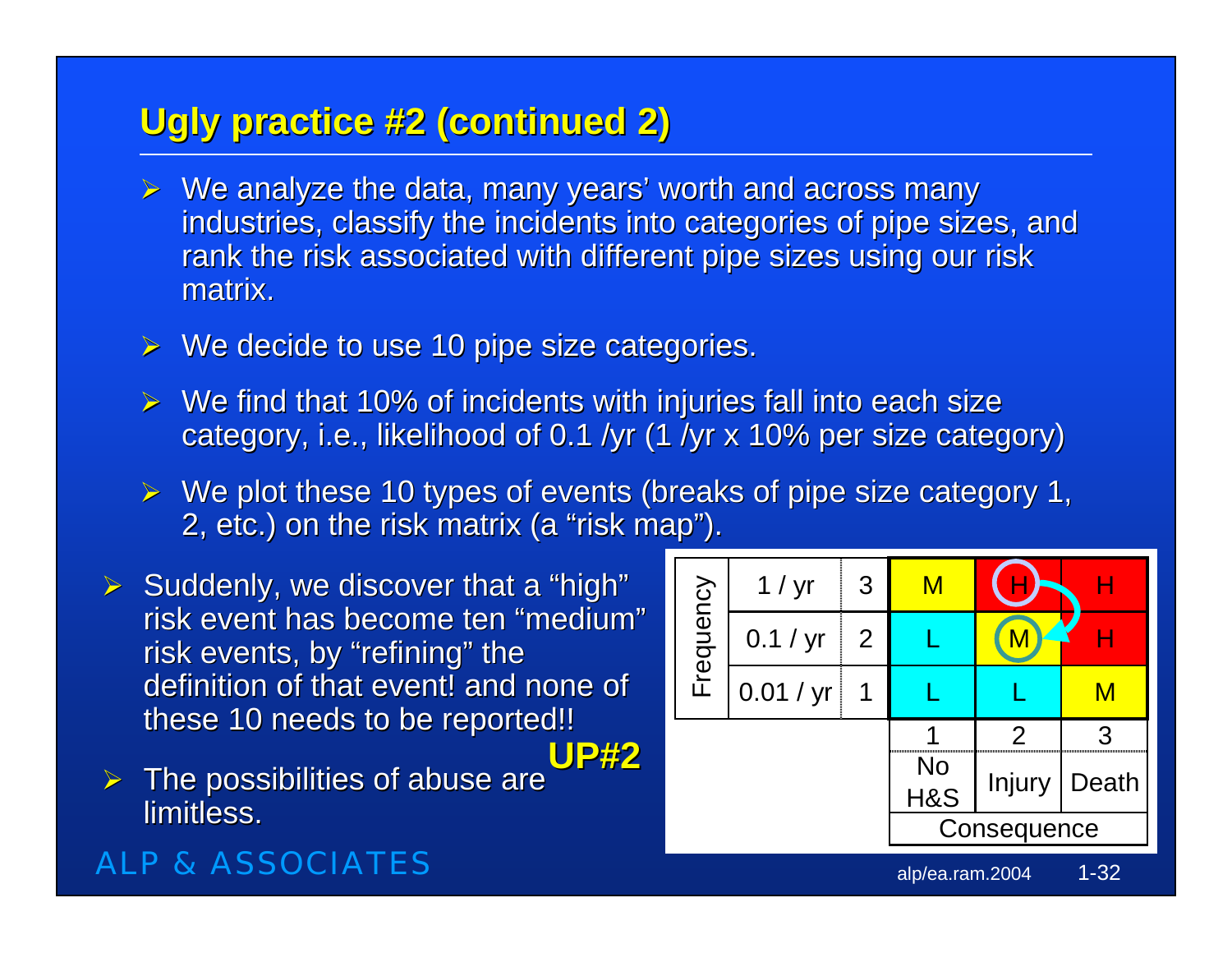# Ugly practice #2 (continued 2)

- We analyze the data, many years' worth and across many industries, classify the incidents into categories of pipe sizes, and rank the risk associated with different pipe sizes using our risk matrix.
- We decide to use 10 pipe size categories.
- We find that 10% of incidents with injuries fall into each size category, i.e., likelihood of 0.1 /yr (1 /yr x 10% per size category)
- We plot these 10 types of events (breaks of pipe size category 1, 2, etc.) on the risk matrix (a "risk map").

- Suddenly, we discover that a "high" risk event has become ten "medium" risk events, by "refining" the definition of that event! and none of these 10 needs to be reported!!
- The possibilities of abuse are limitless.

**UP#2**

| Frequency | | | | | |
|---|---|---|---|---|---|
| | 1 / yr | 3 | M | H | H |
| | 0.1 / yr | 2 | L | M | H |
| | 0.01 / yr | 1 | L | L | M |
| | | | 1 | 2 | 3 |
| | | | No H&S | Injury | Death |
| | | | Consequence | | |

ALP & ASSOCIATES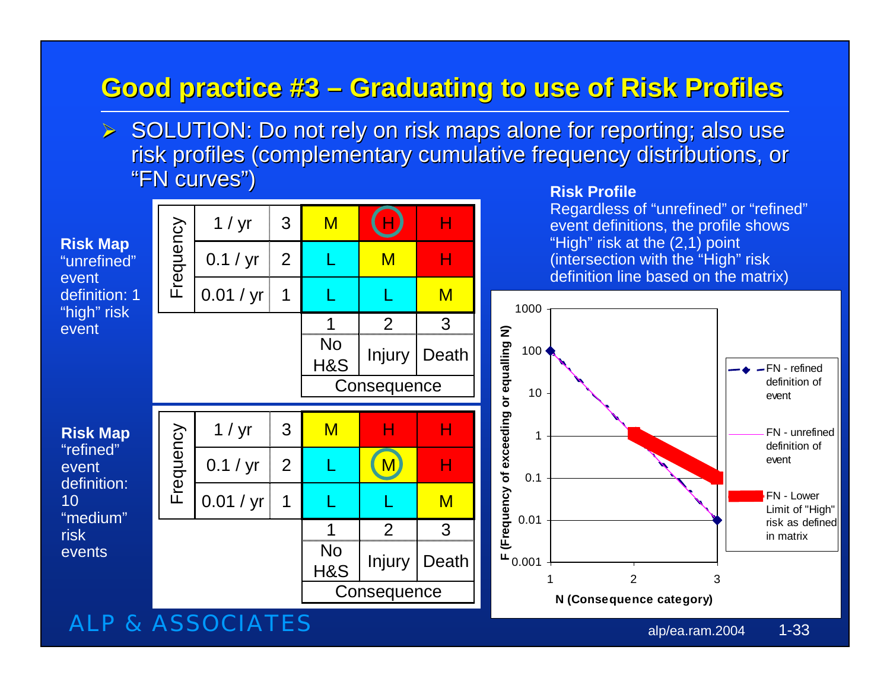# Good practice #3 – Graduating to use of Risk Profiles

- SOLUTION: Do not rely on risk maps alone for reporting; also use risk profiles (complementary cumulative frequency distributions, or "FN curves")

**Risk Map** "unrefined" event definition: 1 "high" risk event

| Frequency | | | | | |
|---|---|---|---|---|---|
| 1 / yr | 3 | M | H (circled) | H |
| 0.1 / yr | 2 | L | M | H |
| 0.01 / yr | 1 | L | L | M |
| | | 1 No H&S | 2 Injury | 3 Death |
| | | Consequence | | |

**Risk Map** "refined" event definition: 10 "medium" risk events

| Frequency | | | | | |
|---|---|---|---|---|---|
| 1 / yr | 3 | M | H | H |
| 0.1 / yr | 2 | L | M (circled) | H |
| 0.01 / yr | 1 | L | L | M |
| | | 1 No H&S | 2 Injury | 3 Death |
| | | Consequence | | |

**Risk Profile**

Regardless of "unrefined" or "refined" event definitions, the profile shows "High" risk at the (2,1) point (intersection with the "High" risk definition line based on the matrix)

Chart: F (Frequency of exceeding or equalling N) vs. N (Consequence category)

Legend:
- FN - refined definition of event
- FN - unrefined definition of event
- FN - Lower Limit of "High" risk as defined in matrix

ALP & ASSOCIATES

alp/ea.ram.2004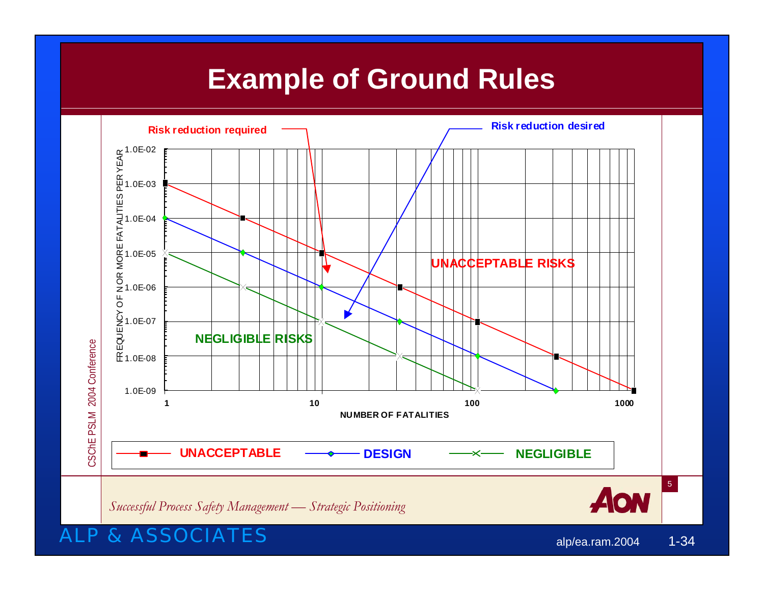# Example of Ground Rules

Risk reduction required

Risk reduction desired

FREQUENCY OF N OR MORE FATALITIES PER YEAR

1.0E-02
1.0E-03
1.0E-04
1.0E-05
1.0E-06
1.0E-07
1.0E-08
1.0E-09

UNACCEPTABLE RISKS

NEGLIGIBLE RISKS

1 10 100 1000

NUMBER OF FATALITIES

UNACCEPTABLE — DESIGN — NEGLIGIBLE

*Successful Process Safety Management — Strategic Positioning*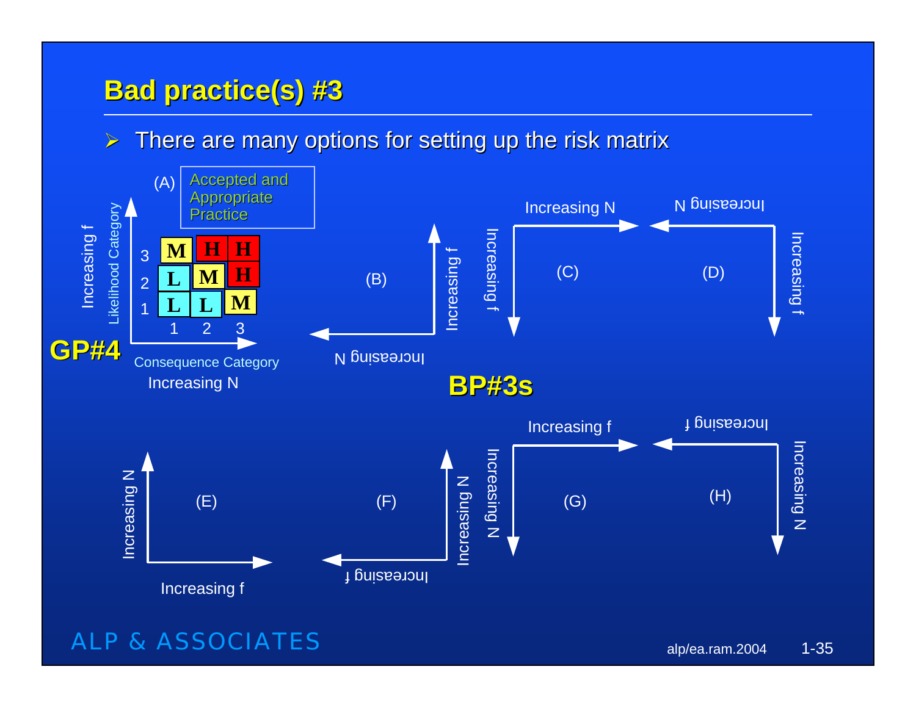# Bad practice(s) #3

- There are many options for setting up the risk matrix

(A) Accepted and Appropriate Practice

| Likelihood Category | 1 | 2 | 3 |
|---|---|---|---|
| 3 | M | H | H |
| 2 | L | M | H |
| 1 | L | L | M |

Consequence Category (Increasing N); Likelihood Category (Increasing f)

**GP#4**

(B) Increasing f (up), Increasing N (left)

(C) Increasing N (right), Increasing f (down)

(D) Increasing N (left), Increasing f (down)

**BP#3s**

(E) Increasing N (up), Increasing f (right)

(F) Increasing N (up), Increasing f (left)

(G) Increasing f (right), Increasing N (down)

(H) Increasing f (left), Increasing N (down)

ALP & ASSOCIATES

alp/ea.ram.2004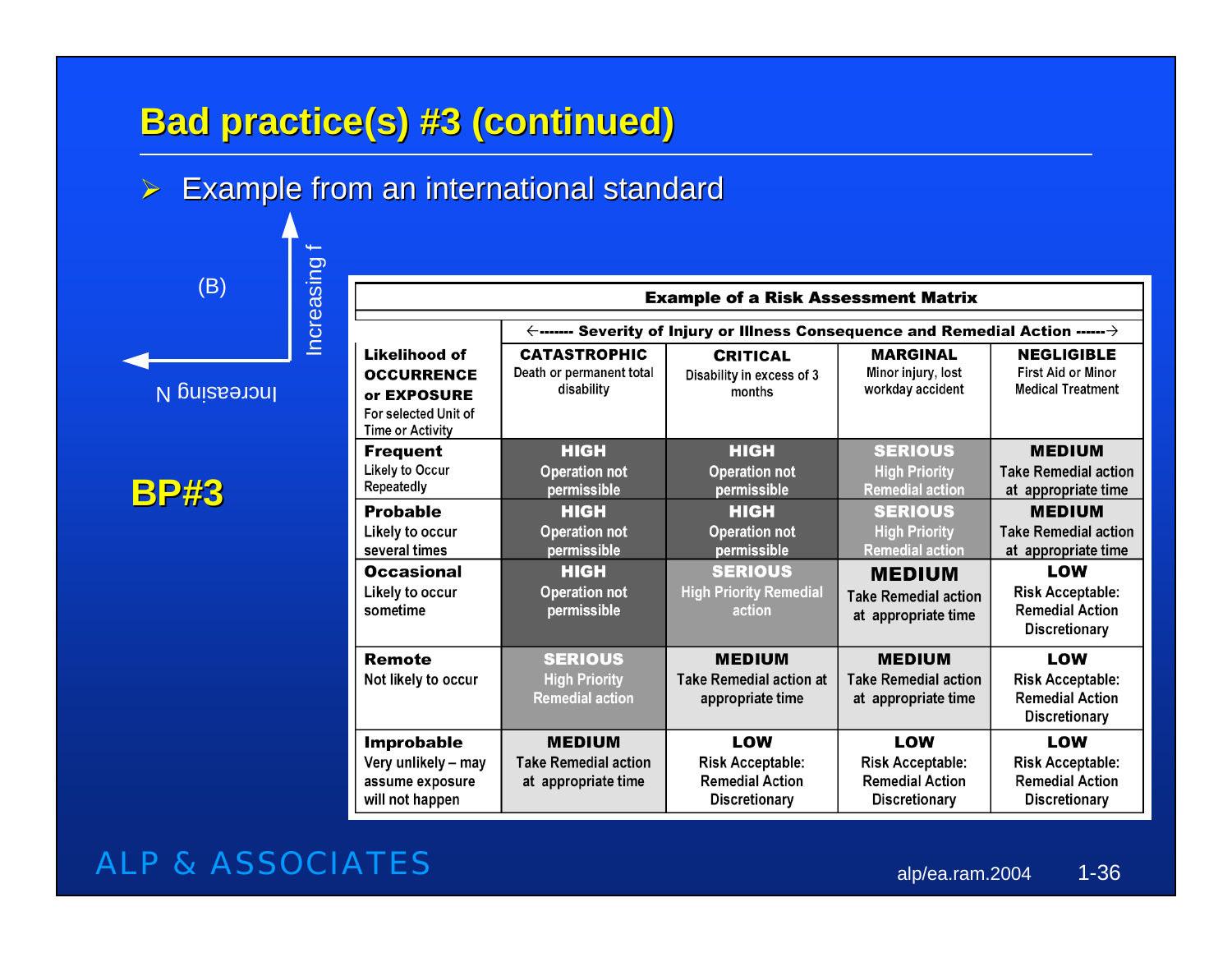# Bad practice(s) #3 (continued)

- Example from an international standard

(B)

Increasing f

Increasing N

**BP#3**

**Example of a Risk Assessment Matrix**

| Likelihood of OCCURRENCE or EXPOSURE For selected Unit of Time or Activity | ←------- Severity of Injury or Illness Consequence and Remedial Action ------→ CATASTROPHIC Death or permanent total disability | CRITICAL Disability in excess of 3 months | MARGINAL Minor injury, lost workday accident | NEGLIGIBLE First Aid or Minor Medical Treatment |
|---|---|---|---|---|
| **Frequent** Likely to Occur Repeatedly | **HIGH** Operation not permissible | **HIGH** Operation not permissible | **SERIOUS** High Priority Remedial action | **MEDIUM** Take Remedial action at appropriate time |
| **Probable** Likely to occur several times | **HIGH** Operation not permissible | **HIGH** Operation not permissible | **SERIOUS** High Priority Remedial action | **MEDIUM** Take Remedial action at appropriate time |
| **Occasional** Likely to occur sometime | **HIGH** Operation not permissible | **SERIOUS** High Priority Remedial action | **MEDIUM** Take Remedial action at appropriate time | **LOW** Risk Acceptable: Remedial Action Discretionary |
| **Remote** Not likely to occur | **SERIOUS** High Priority Remedial action | **MEDIUM** Take Remedial action at appropriate time | **MEDIUM** Take Remedial action at appropriate time | **LOW** Risk Acceptable: Remedial Action Discretionary |
| **Improbable** Very unlikely – may assume exposure will not happen | **MEDIUM** Take Remedial action at appropriate time | **LOW** Risk Acceptable: Remedial Action Discretionary | **LOW** Risk Acceptable: Remedial Action Discretionary | **LOW** Risk Acceptable: Remedial Action Discretionary |

ALP & ASSOCIATES

alp/ea.ram.2004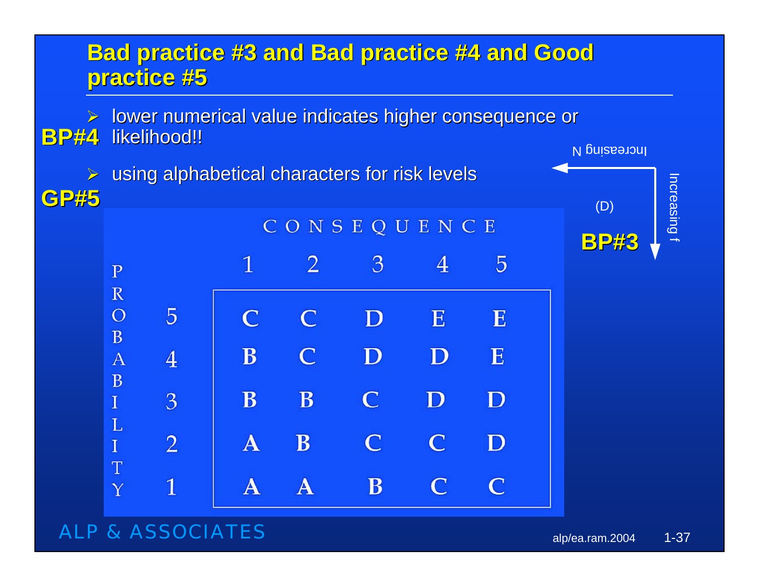# Bad practice #3 and Bad practice #4 and Good practice #5

- **BP#4** lower numerical value indicates higher consequence or likelihood!!
- **GP#5** using alphabetical characters for risk levels

Increasing N

(D)

**BP#3**

Increasing f

| PROBABILITY | | CONSEQUENCE 1 | 2 | 3 | 4 | 5 |
|---|---|---|---|---|---|---|
| | 5 | C | C | D | E | E |
| | 4 | B | C | D | D | E |
| | 3 | B | B | C | D | D |
| | 2 | A | B | C | C | D |
| | 1 | A | A | B | C | C |

ALP & ASSOCIATES

alp/ea.ram.2004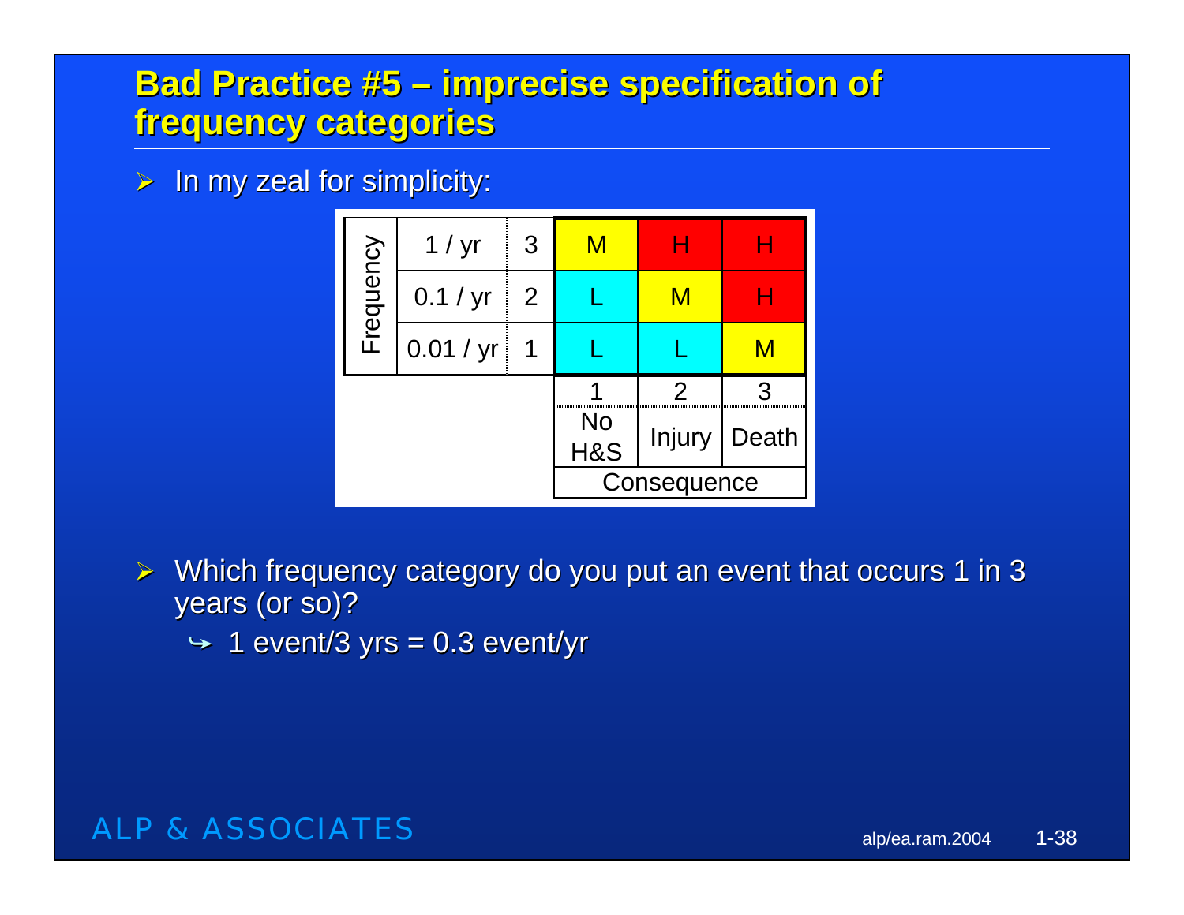# Bad Practice #5 – imprecise specification of frequency categories

- In my zeal for simplicity:

| Frequency | | | | | |
|---|---|---|---|---|---|
| 1 / yr | 3 | M | H | H |
| 0.1 / yr | 2 | L | M | H |
| 0.01 / yr | 1 | L | L | M |
| | | 1 | 2 | 3 |
| | | No H&S | Injury | Death |
| | | Consequence | | |

- Which frequency category do you put an event that occurs 1 in 3 years (or so)?
  - 1 event/3 yrs = 0.3 event/yr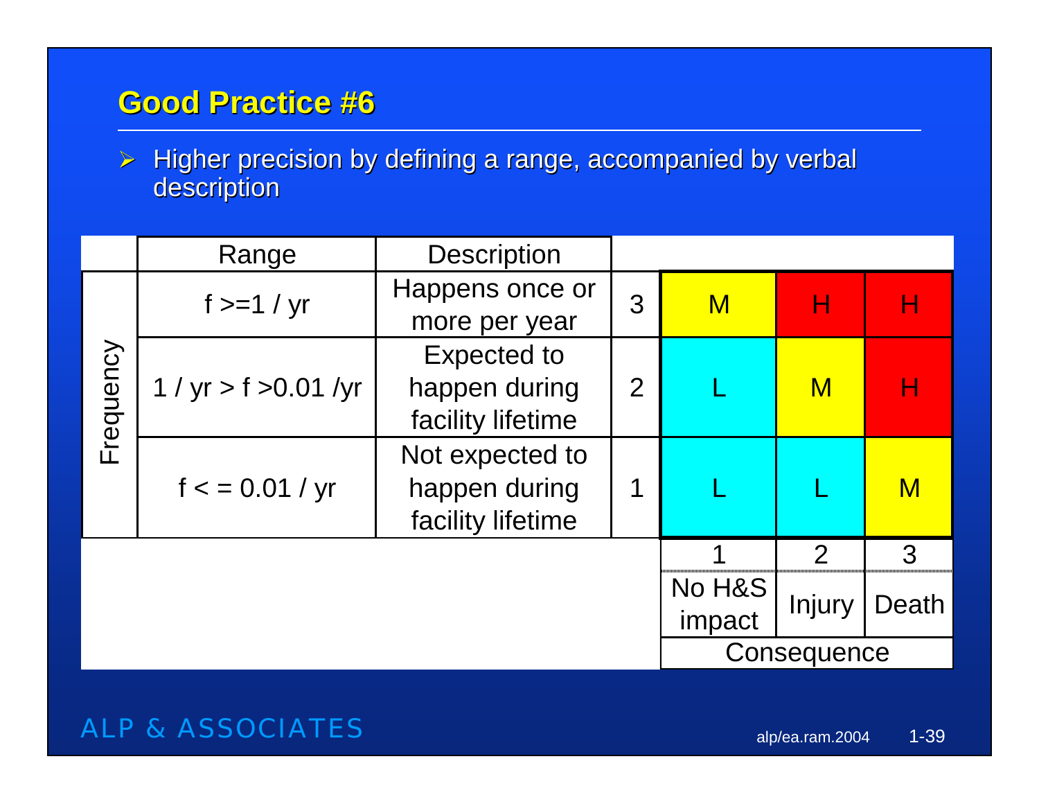## Good Practice #6

- Higher precision by defining a range, accompanied by verbal description

| | Range | Description | | | | |
|---|---|---|---|---|---|---|
| Frequency | f >=1 / yr | Happens once or more per year | 3 | M | H | H |
| | 1 / yr > f >0.01 /yr | Expected to happen during facility lifetime | 2 | L | M | H |
| | f < = 0.01 / yr | Not expected to happen during facility lifetime | 1 | L | L | M |
| | | | | 1 | 2 | 3 |
| | | | | No H&S impact | Injury | Death |
| | | | | Consequence | | |

ALP & ASSOCIATES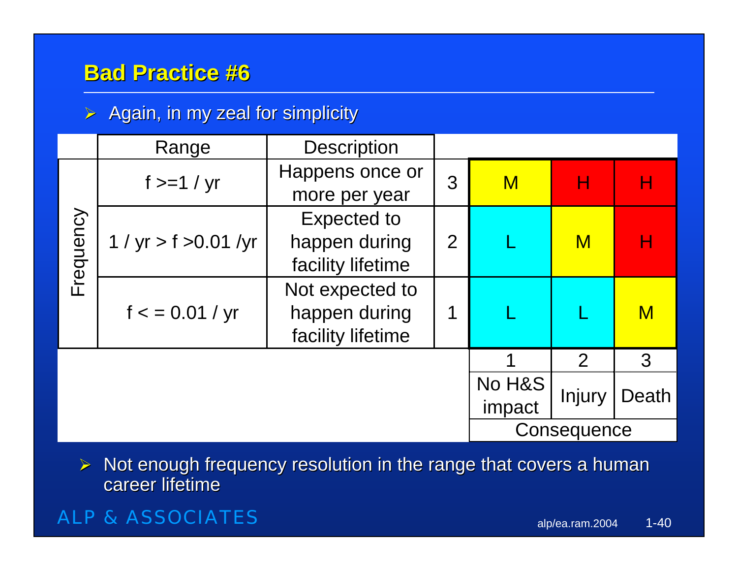## Bad Practice #6

- Again, in my zeal for simplicity

| Frequency | Range | Description | | | | |
|---|---|---|---|---|---|---|
| | f >=1 / yr | Happens once or more per year | 3 | M | H | H |
| | 1 / yr > f >0.01 /yr | Expected to happen during facility lifetime | 2 | L | M | H |
| | f < = 0.01 / yr | Not expected to happen during facility lifetime | 1 | L | L | M |
| | | | | 1 | 2 | 3 |
| | | | | No H&S impact | Injury | Death |
| | | | | Consequence | | |

- Not enough frequency resolution in the range that covers a human career lifetime

ALP & ASSOCIATES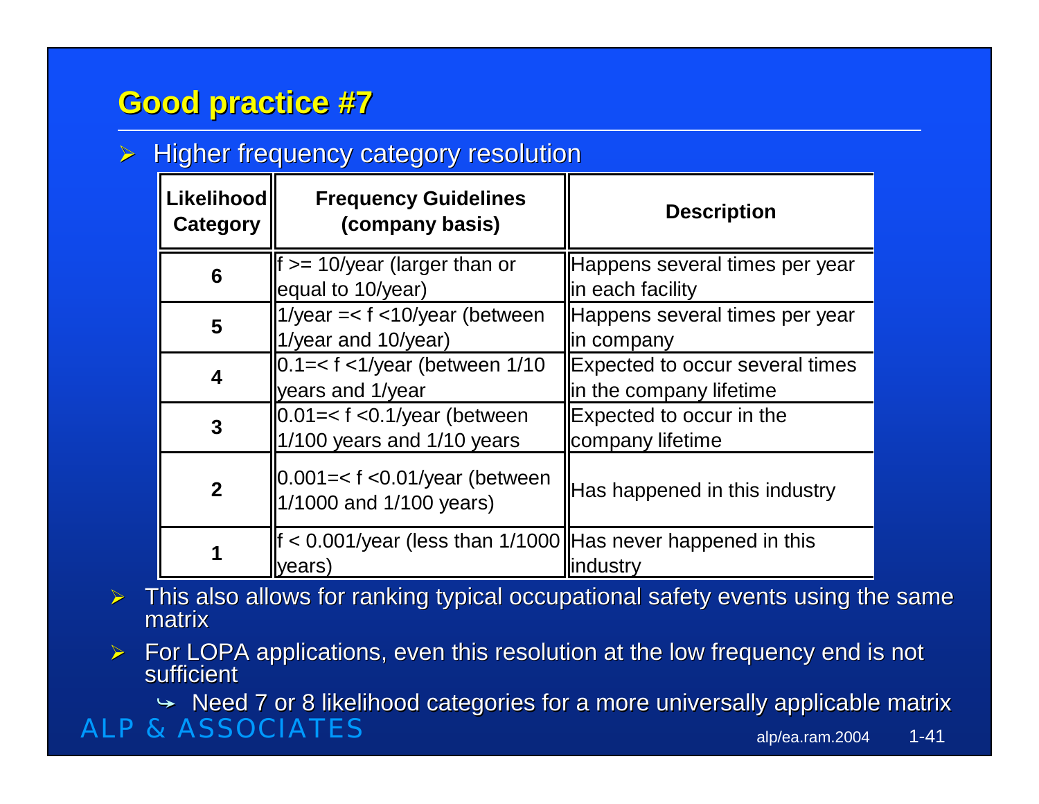# Good practice #7

- Higher frequency category resolution

| Likelihood Category | Frequency Guidelines (company basis) | Description |
|---|---|---|
| 6 | f >= 10/year (larger than or equal to 10/year) | Happens several times per year in each facility |
| 5 | 1/year =< f <10/year (between 1/year and 10/year) | Happens several times per year in company |
| 4 | 0.1=< f <1/year (between 1/10 years and 1/year | Expected to occur several times in the company lifetime |
| 3 | 0.01=< f <0.1/year (between 1/100 years and 1/10 years | Expected to occur in the company lifetime |
| 2 | 0.001=< f <0.01/year (between 1/1000 and 1/100 years) | Has happened in this industry |
| 1 | f < 0.001/year (less than 1/1000 years) | Has never happened in this industry |

- This also allows for ranking typical occupational safety events using the same matrix
- For LOPA applications, even this resolution at the low frequency end is not sufficient
  - Need 7 or 8 likelihood categories for a more universally applicable matrix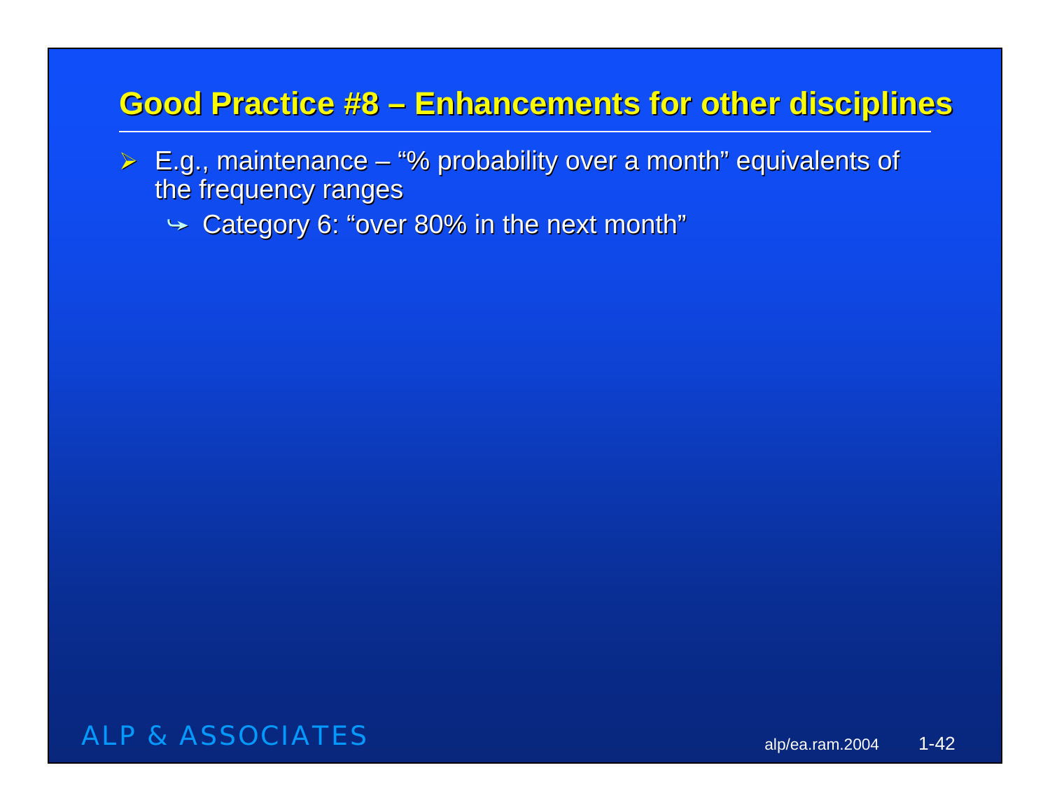## Good Practice #8 – Enhancements for other disciplines

- E.g., maintenance – “% probability over a month” equivalents of the frequency ranges
  - Category 6: “over 80% in the next month”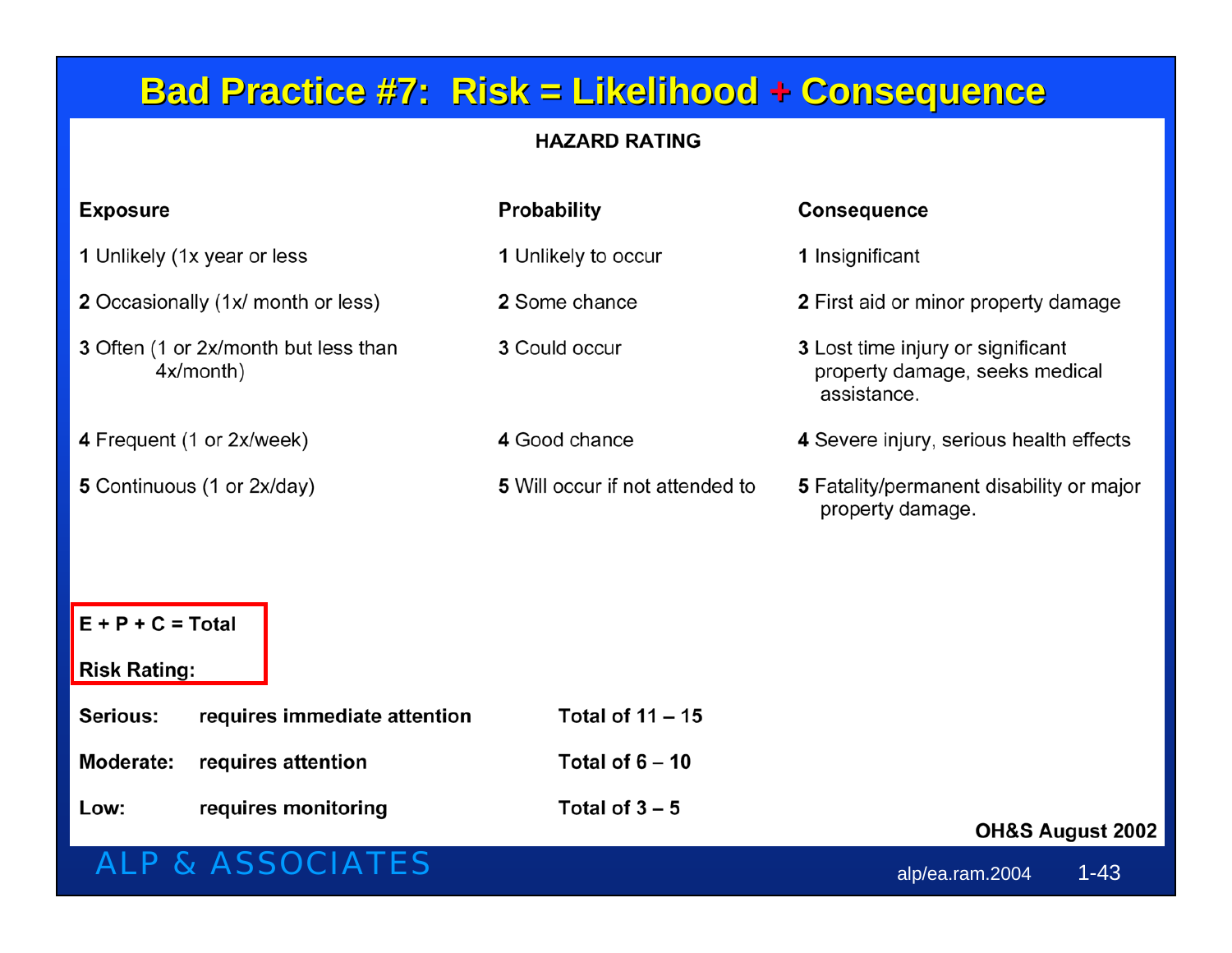# Bad Practice #7: Risk = Likelihood + Consequence

**HAZARD RATING**

| **Exposure** | **Probability** | **Consequence** |
|---|---|---|
| **1** Unlikely (1x year or less | **1** Unlikely to occur | **1** Insignificant |
| **2** Occasionally (1x/ month or less) | **2** Some chance | **2** First aid or minor property damage |
| **3** Often (1 or 2x/month but less than 4x/month) | **3** Could occur | **3** Lost time injury or significant property damage, seeks medical assistance. |
| **4** Frequent (1 or 2x/week) | **4** Good chance | **4** Severe injury, serious health effects |
| **5** Continuous (1 or 2x/day) | **5** Will occur if not attended to | **5** Fatality/permanent disability or major property damage. |

**E + P + C = Total**

**Risk Rating:**

| | | |
|---|---|---|
| **Serious:** | **requires immediate attention** | **Total of 11 – 15** |
| **Moderate:** | **requires attention** | **Total of 6 – 10** |
| **Low:** | **requires monitoring** | **Total of 3 – 5** |

**OH&S August 2002**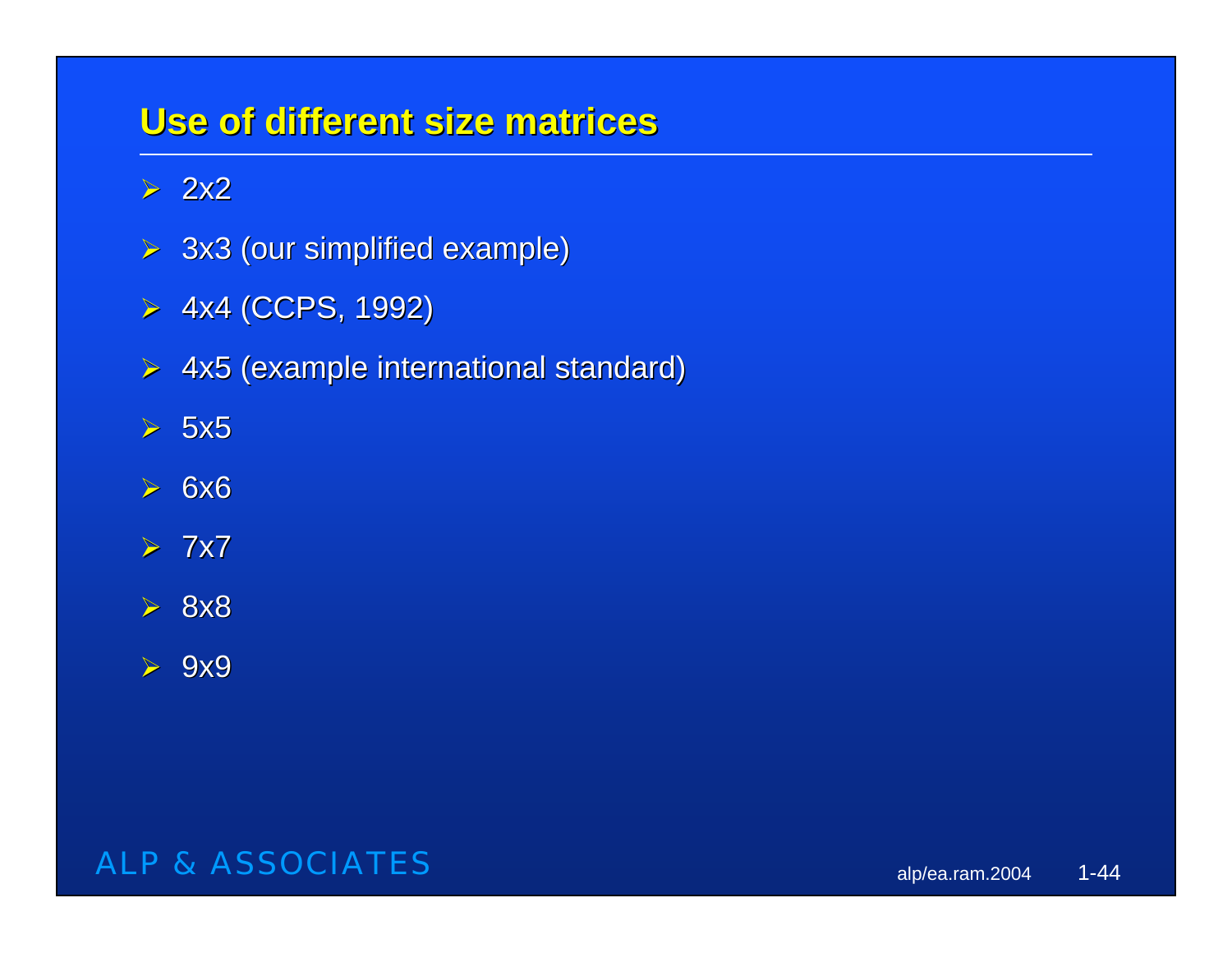## Use of different size matrices

- 2x2
- 3x3 (our simplified example)
- 4x4 (CCPS, 1992)
- 4x5 (example international standard)
- 5x5
- 6x6
- 7x7
- 8x8
- 9x9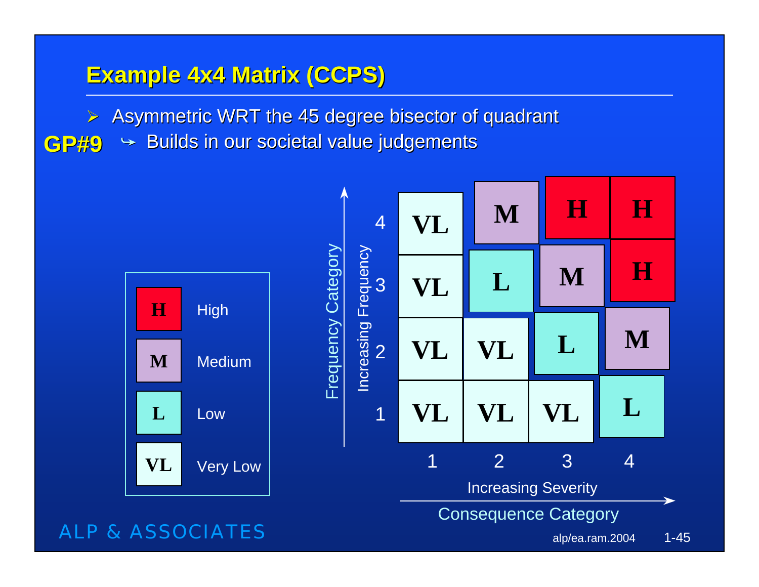## Example 4x4 Matrix (CCPS)

- Asymmetric WRT the 45 degree bisector of quadrant

**GP#9** ↳ Builds in our societal value judgements

| Frequency Category (Increasing Frequency) | 1 | 2 | 3 | 4 |
|---|---|---|---|---|
| 4 | VL | M | H | H |
| 3 | VL | L | M | H |
| 2 | VL | VL | L | M |
| 1 | VL | VL | VL | L |

Increasing Severity → Consequence Category

| | |
|---|---|
| H | High |
| M | Medium |
| L | Low |
| VL | Very Low |

ALP & ASSOCIATES

alp/ea.ram.2004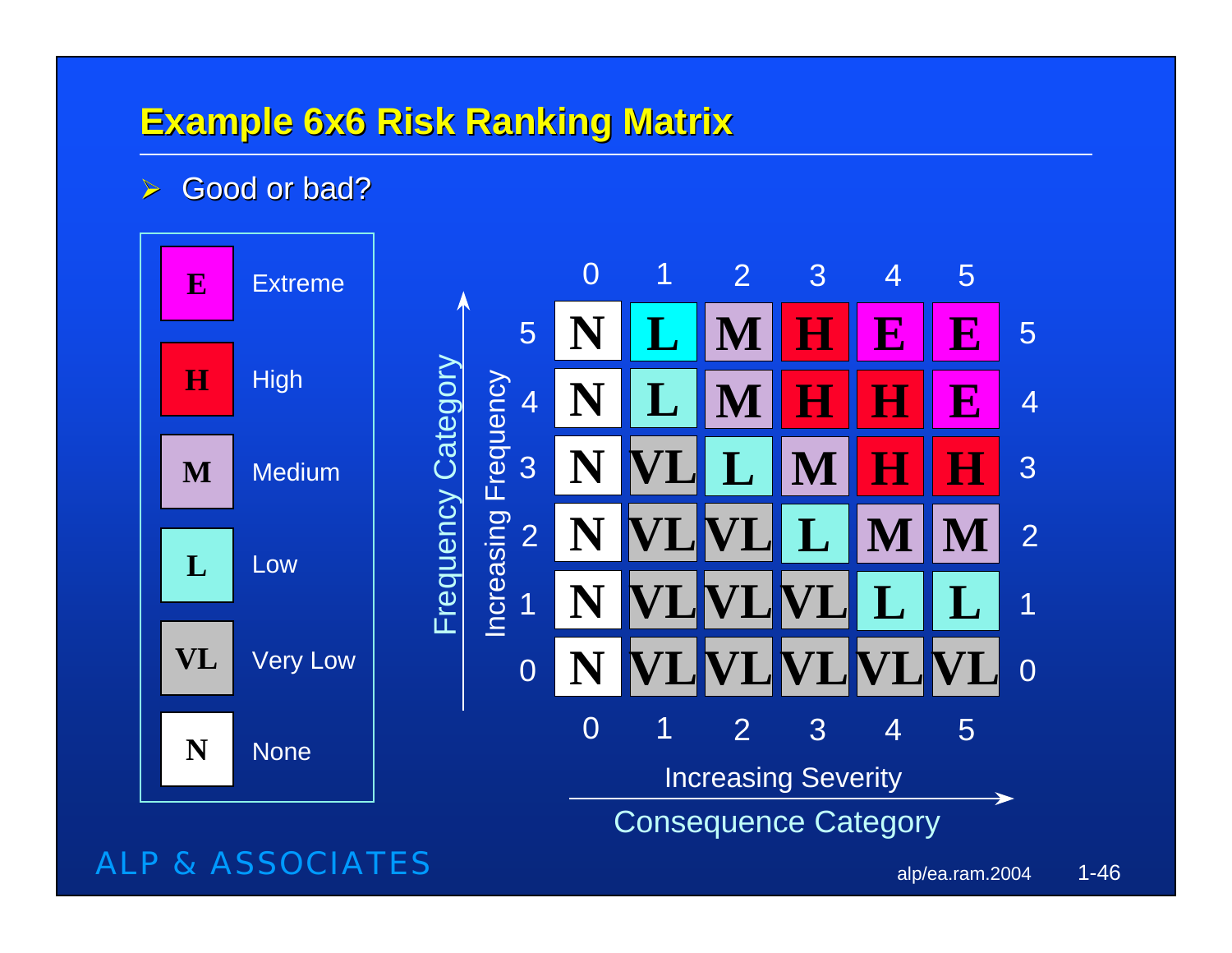# Example 6x6 Risk Ranking Matrix

- Good or bad?

| Code | Meaning |
| --- | --- |
| E | Extreme |
| H | High |
| M | Medium |
| L | Low |
| VL | Very Low |
| N | None |

Frequency Category (Increasing Frequency) vs. Consequence Category (Increasing Severity)

| Frequency \ Severity | 0 | 1 | 2 | 3 | 4 | 5 |
| --- | --- | --- | --- | --- | --- | --- |
| 5 | N | L | M | H | E | E |
| 4 | N | L | M | H | H | E |
| 3 | N | VL | L | M | H | H |
| 2 | N | VL | VL | L | M | M |
| 1 | N | VL | VL | VL | L | L |
| 0 | N | VL | VL | VL | VL | VL |

ALP & ASSOCIATES

alp/ea.ram.2004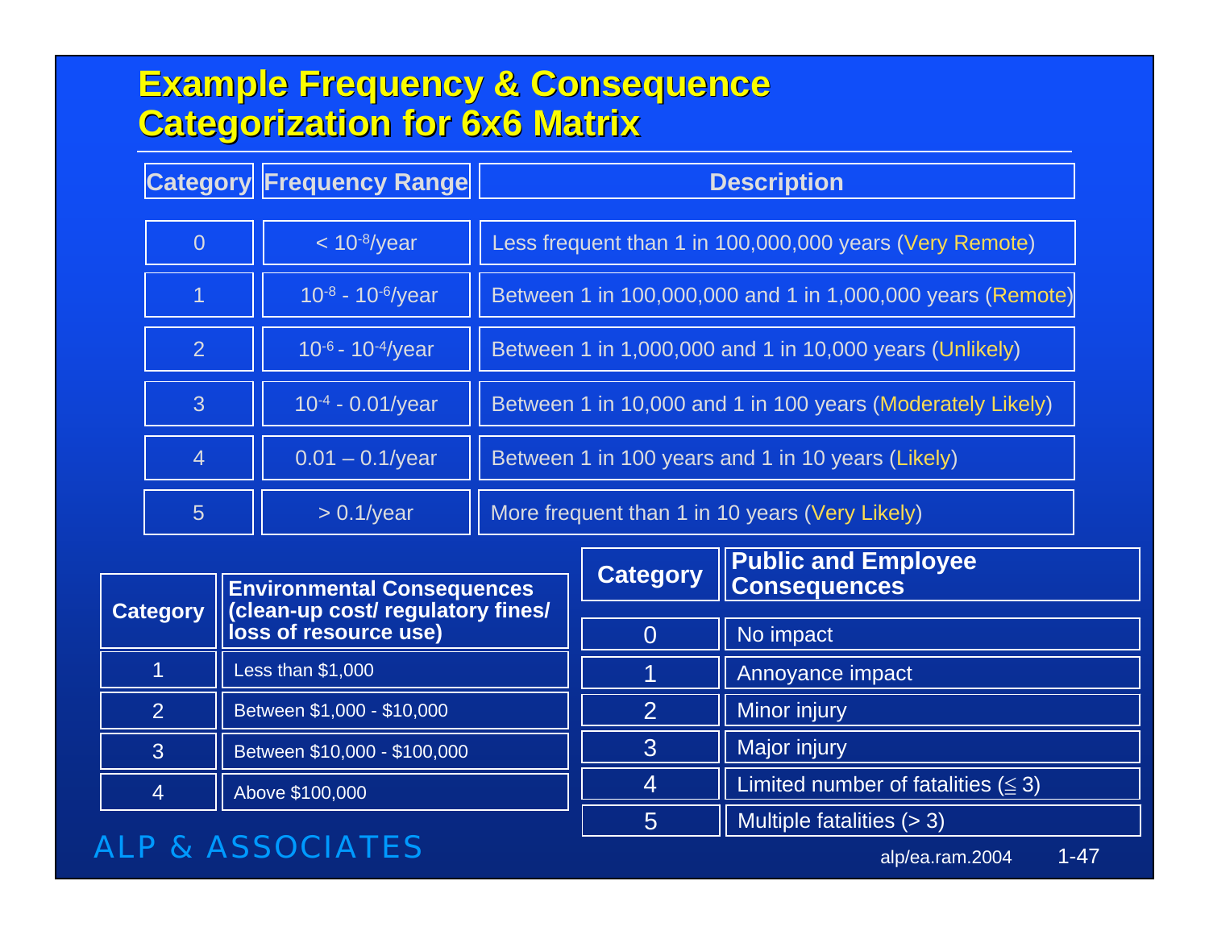# Example Frequency & Consequence Categorization for 6x6 Matrix

| Category | Frequency Range | Description |
|---|---|---|
| 0 | $< 10^{-8}$/year | Less frequent than 1 in 100,000,000 years (Very Remote) |
| 1 | $10^{-8}$ - $10^{-6}$/year | Between 1 in 100,000,000 and 1 in 1,000,000 years (Remote) |
| 2 | $10^{-6}$ - $10^{-4}$/year | Between 1 in 1,000,000 and 1 in 10,000 years (Unlikely) |
| 3 | $10^{-4}$ - 0.01/year | Between 1 in 10,000 and 1 in 100 years (Moderately Likely) |
| 4 | 0.01 – 0.1/year | Between 1 in 100 years and 1 in 10 years (Likely) |
| 5 | > 0.1/year | More frequent than 1 in 10 years (Very Likely) |

| Category | Environmental Consequences (clean-up cost/ regulatory fines/ loss of resource use) |
|---|---|
| 1 | Less than $1,000 |
| 2 | Between $1,000 - $10,000 |
| 3 | Between $10,000 - $100,000 |
| 4 | Above $100,000 |

| Category | Public and Employee Consequences |
|---|---|
| 0 | No impact |
| 1 | Annoyance impact |
| 2 | Minor injury |
| 3 | Major injury |
| 4 | Limited number of fatalities (≦ 3) |
| 5 | Multiple fatalities (> 3) |

ALP & ASSOCIATES

alp/ea.ram.2004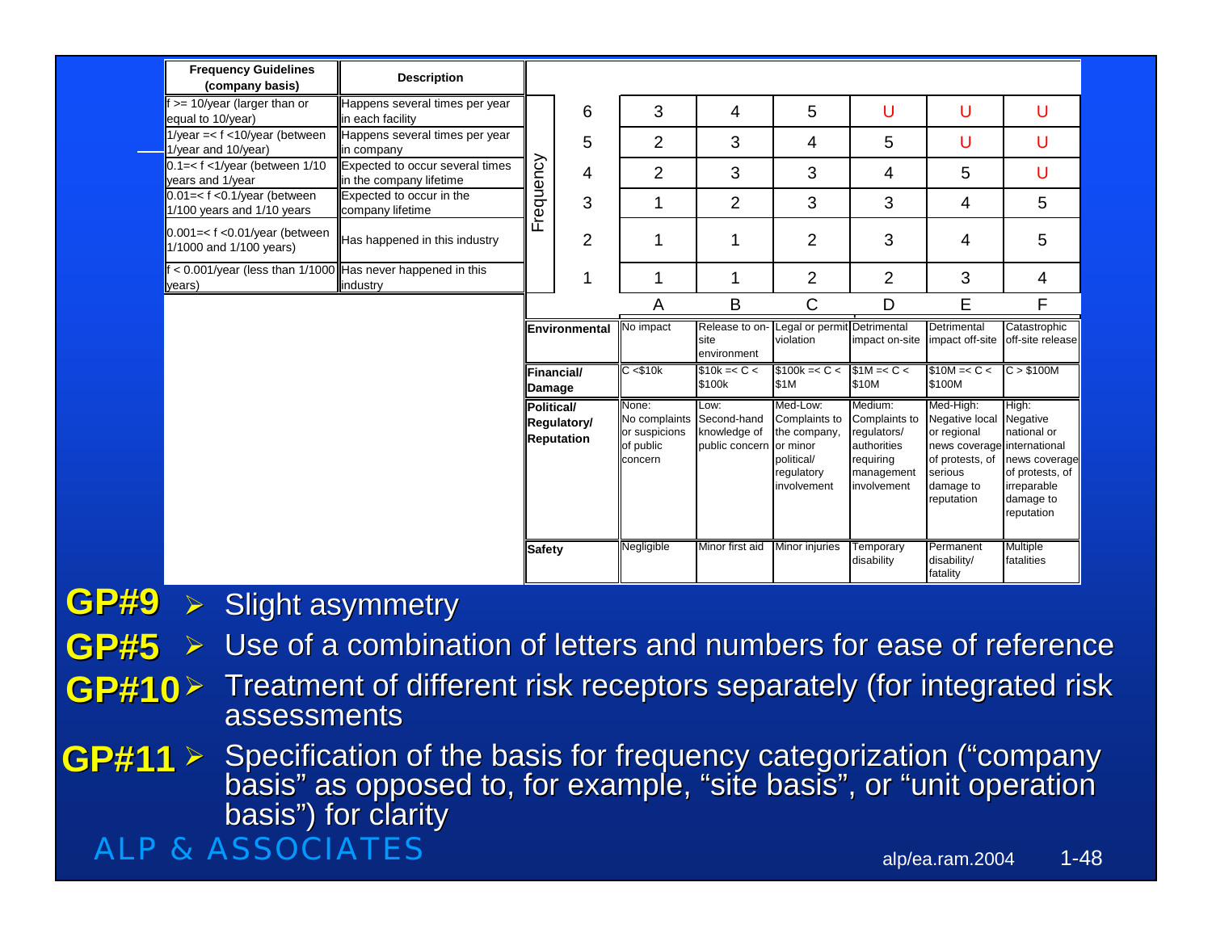| Frequency Guidelines (company basis) | Description |
|---|---|
| f >= 10/year (larger than or equal to 10/year) | Happens several times per year in each facility |
| 1/year =< f <10/year (between 1/year and 10/year) | Happens several times per year in company |
| 0.1=< f <1/year (between 1/10 years and 1/year | Expected to occur several times in the company lifetime |
| 0.01=< f <0.1/year (between 1/100 years and 1/10 years | Expected to occur in the company lifetime |
| 0.001=< f <0.01/year (between 1/1000 and 1/100 years) | Has happened in this industry |
| f < 0.001/year (less than 1/1000 years) | Has never happened in this industry |

| Frequency | A | B | C | D | E | F |
|---|---|---|---|---|---|---|
| 6 | 3 | 4 | 5 | U | U | U |
| 5 | 2 | 3 | 4 | 5 | U | U |
| 4 | 2 | 3 | 3 | 4 | 5 | U |
| 3 | 1 | 2 | 3 | 3 | 4 | 5 |
| 2 | 1 | 1 | 2 | 3 | 4 | 5 |
| 1 | 1 | 1 | 2 | 2 | 3 | 4 |

| | A | B | C | D | E | F |
|---|---|---|---|---|---|---|
| **Environmental** | No impact | Release to on-site environment | Legal or permit violation | Detrimental impact on-site | Detrimental impact off-site | Catastrophic off-site release |
| **Financial/ Damage** | C <$10k | $10k =< C < $100k | $100k =< C < $1M | $1M =< C < $10M | $10M =< C < $100M | C > $100M |
| **Political/ Regulatory/ Reputation** | None: No complaints or suspicions of public concern | Low: Second-hand knowledge of public concern | Med-Low: Complaints to the company, or minor political/ regulatory involvement | Medium: Complaints to regulators/ authorities requiring management involvement | Med-High: Negative local or regional news coverage of protests, of serious damage to reputation | High: Negative national or international news coverage of protests, of irreparable damage to reputation |
| **Safety** | Negligible | Minor first aid | Minor injuries | Temporary disability | Permanent disability/ fatality | Multiple fatalities |

- **GP#9** Slight asymmetry
- **GP#5** Use of a combination of letters and numbers for ease of reference
- **GP#10** Treatment of different risk receptors separately (for integrated risk assessments
- **GP#11** Specification of the basis for frequency categorization ("company basis" as opposed to, for example, "site basis", or "unit operation basis") for clarity

ALP & ASSOCIATES

alp/ea.ram.2004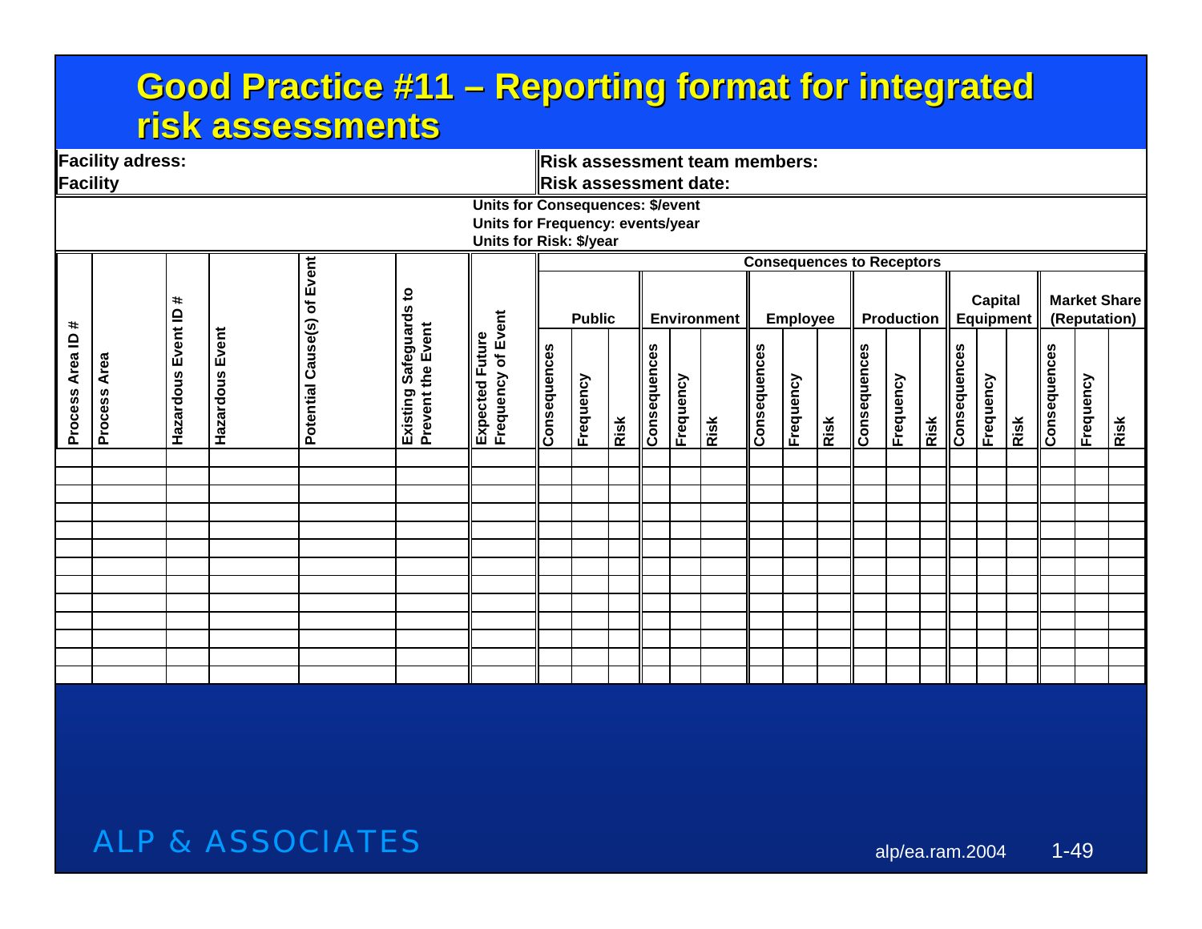# Good Practice #11 – Reporting format for integrated risk assessments

**Facility adress:**
**Facility**

**Risk assessment team members:**
**Risk assessment date:**

**Units for Consequences: $/event**
**Units for Frequency: events/year**
**Units for Risk: $/year**

| Process Area ID # | Process Area | Hazardous Event ID # | Hazardous Event | Potential Cause(s) of Event | Existing Safeguards to Prevent the Event | Expected Future Frequency of Event | Consequences to Receptors | | | | | | | | | | | | | | | | | |
|---|---|---|---|---|---|---|---|---|---|---|---|---|---|---|---|---|---|---|---|---|---|---|---|---|
| | | | | | | | Public | | | Environment | | | Employee | | | Production | | | Capital Equipment | | | Market Share (Reputation) | | |
| | | | | | | | Consequences | Frequency | Risk | Consequences | Frequency | Risk | Consequences | Frequency | Risk | Consequences | Frequency | Risk | Consequences | Frequency | Risk | Consequences | Frequency | Risk |
| | | | | | | | | | | | | | | | | | | | | | | | | |
| | | | | | | | | | | | | | | | | | | | | | | | | |
| | | | | | | | | | | | | | | | | | | | | | | | | |
| | | | | | | | | | | | | | | | | | | | | | | | | |
| | | | | | | | | | | | | | | | | | | | | | | | | |
| | | | | | | | | | | | | | | | | | | | | | | | | |
| | | | | | | | | | | | | | | | | | | | | | | | | |
| | | | | | | | | | | | | | | | | | | | | | | | | |
| | | | | | | | | | | | | | | | | | | | | | | | | |
| | | | | | | | | | | | | | | | | | | | | | | | | |
| | | | | | | | | | | | | | | | | | | | | | | | | |
| | | | | | | | | | | | | | | | | | | | | | | | | |
| | | | | | | | | | | | | | | | | | | | | | | | | |

ALP & ASSOCIATES

alp/ea.ram.2004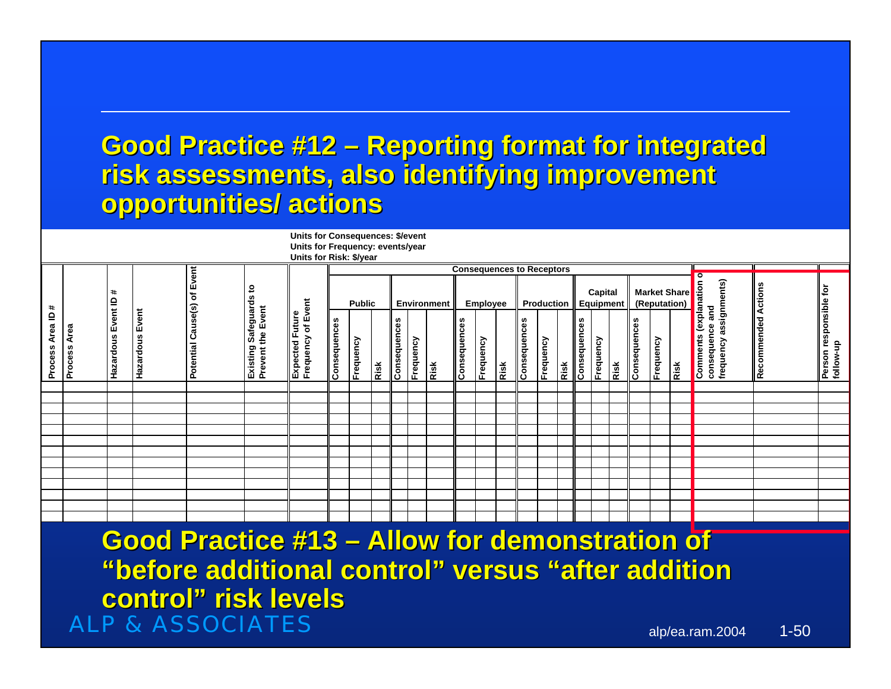## Good Practice #12 – Reporting format for integrated risk assessments, also identifying improvement opportunities/ actions

Units for Consequences: $/event
Units for Frequency: events/year
Units for Risk: $/year

| Process Area ID # | Process Area | Hazardous Event ID # | Hazardous Event | Potential Cause(s) of Event | Existing Safeguards to Prevent the Event | Expected Future Frequency of Event | Consequences to Receptors | | | | | | | | | | | | | | | | | | Comments (explanation o consequence and frequency assignments) | Recommended Actions | Person responsible for follow-up |
|---|---|---|---|---|---|---|---|---|---|---|---|---|---|---|---|---|---|---|---|---|---|---|---|---|---|---|---|
| | | | | | | | Public | | | Environment | | | Employee | | | Production | | | Capital Equipment | | | Market Share (Reputation) | | | | | |
| | | | | | | | Consequences | Frequency | Risk | Consequences | Frequency | Risk | Consequences | Frequency | Risk | Consequences | Frequency | Risk | Consequences | Frequency | Risk | Consequences | Frequency | Risk | | | |
| | | | | | | | | | | | | | | | | | | | | | | | | | | | |
| | | | | | | | | | | | | | | | | | | | | | | | | | | | |
| | | | | | | | | | | | | | | | | | | | | | | | | | | | |
| | | | | | | | | | | | | | | | | | | | | | | | | | | | |
| | | | | | | | | | | | | | | | | | | | | | | | | | | | |
| | | | | | | | | | | | | | | | | | | | | | | | | | | | |
| | | | | | | | | | | | | | | | | | | | | | | | | | | | |
| | | | | | | | | | | | | | | | | | | | | | | | | | | | |
| | | | | | | | | | | | | | | | | | | | | | | | | | | | |
| | | | | | | | | | | | | | | | | | | | | | | | | | | | |
| | | | | | | | | | | | | | | | | | | | | | | | | | | | |
| | | | | | | | | | | | | | | | | | | | | | | | | | | | |

## Good Practice #13 – Allow for demonstration of "before additional control" versus "after addition control" risk levels

ALP & ASSOCIATES

alp/ea.ram.2004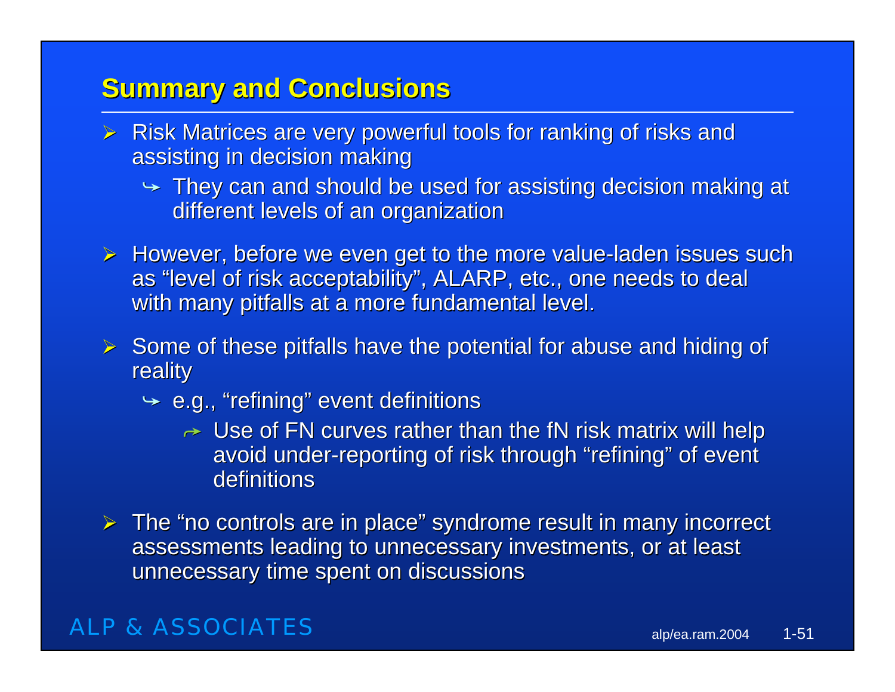## Summary and Conclusions

- Risk Matrices are very powerful tools for ranking of risks and assisting in decision making
  - They can and should be used for assisting decision making at different levels of an organization
- However, before we even get to the more value-laden issues such as "level of risk acceptability", ALARP, etc., one needs to deal with many pitfalls at a more fundamental level.
- Some of these pitfalls have the potential for abuse and hiding of reality
  - e.g., "refining" event definitions
    - Use of FN curves rather than the fN risk matrix will help avoid under-reporting of risk through "refining" of event definitions
- The "no controls are in place" syndrome result in many incorrect assessments leading to unnecessary investments, or at least unnecessary time spent on discussions

ALP & ASSOCIATES

alp/ea.ram.2004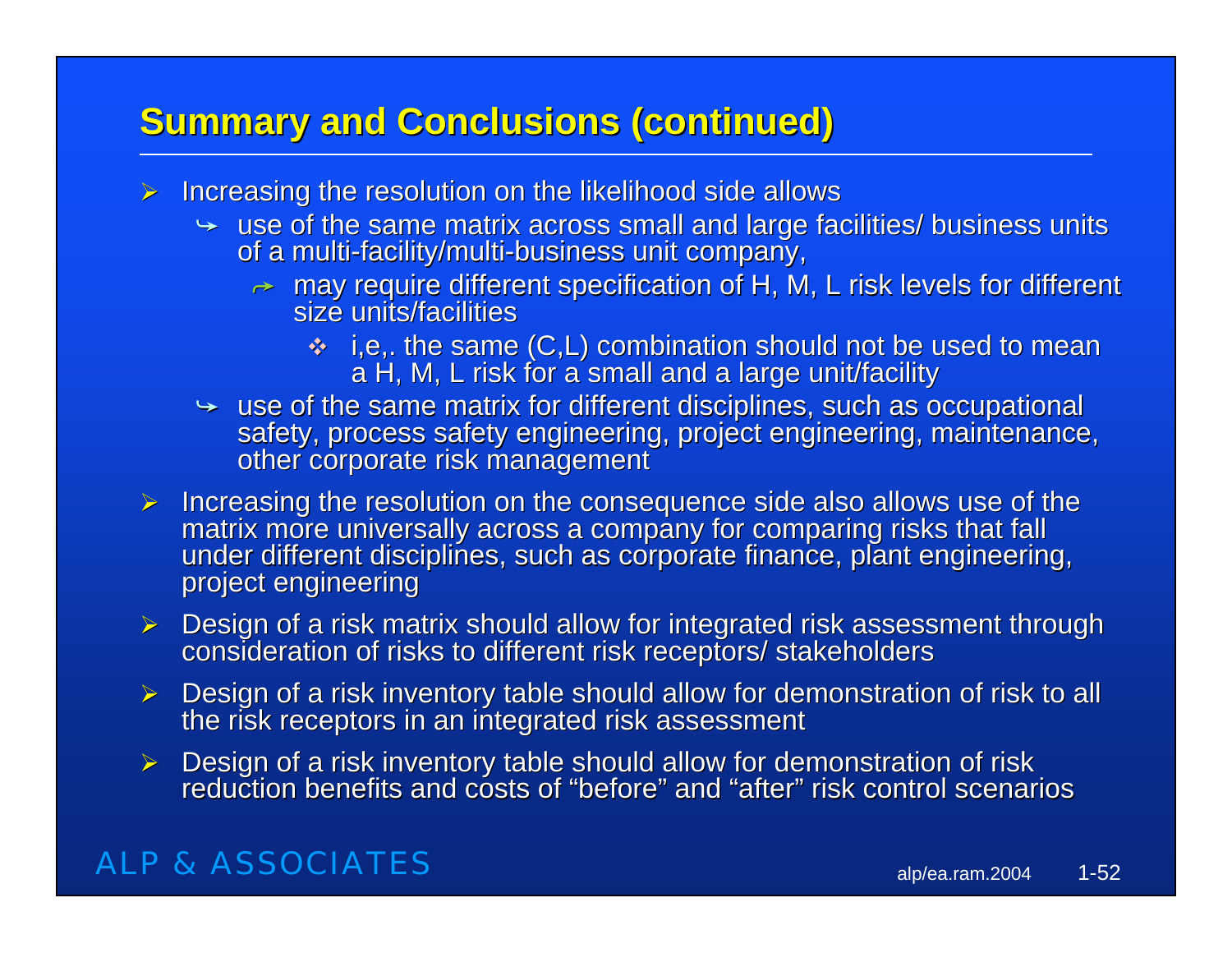## Summary and Conclusions (continued)

- Increasing the resolution on the likelihood side allows
  - use of the same matrix across small and large facilities/ business units of a multi-facility/multi-business unit company,
    - may require different specification of H, M, L risk levels for different size units/facilities
      - i,e,. the same (C,L) combination should not be used to mean a H, M, L risk for a small and a large unit/facility
  - use of the same matrix for different disciplines, such as occupational safety, process safety engineering, project engineering, maintenance, other corporate risk management
- Increasing the resolution on the consequence side also allows use of the matrix more universally across a company for comparing risks that fall under different disciplines, such as corporate finance, plant engineering, project engineering
- Design of a risk matrix should allow for integrated risk assessment through consideration of risks to different risk receptors/ stakeholders
- Design of a risk inventory table should allow for demonstration of risk to all the risk receptors in an integrated risk assessment
- Design of a risk inventory table should allow for demonstration of risk reduction benefits and costs of "before" and "after" risk control scenarios